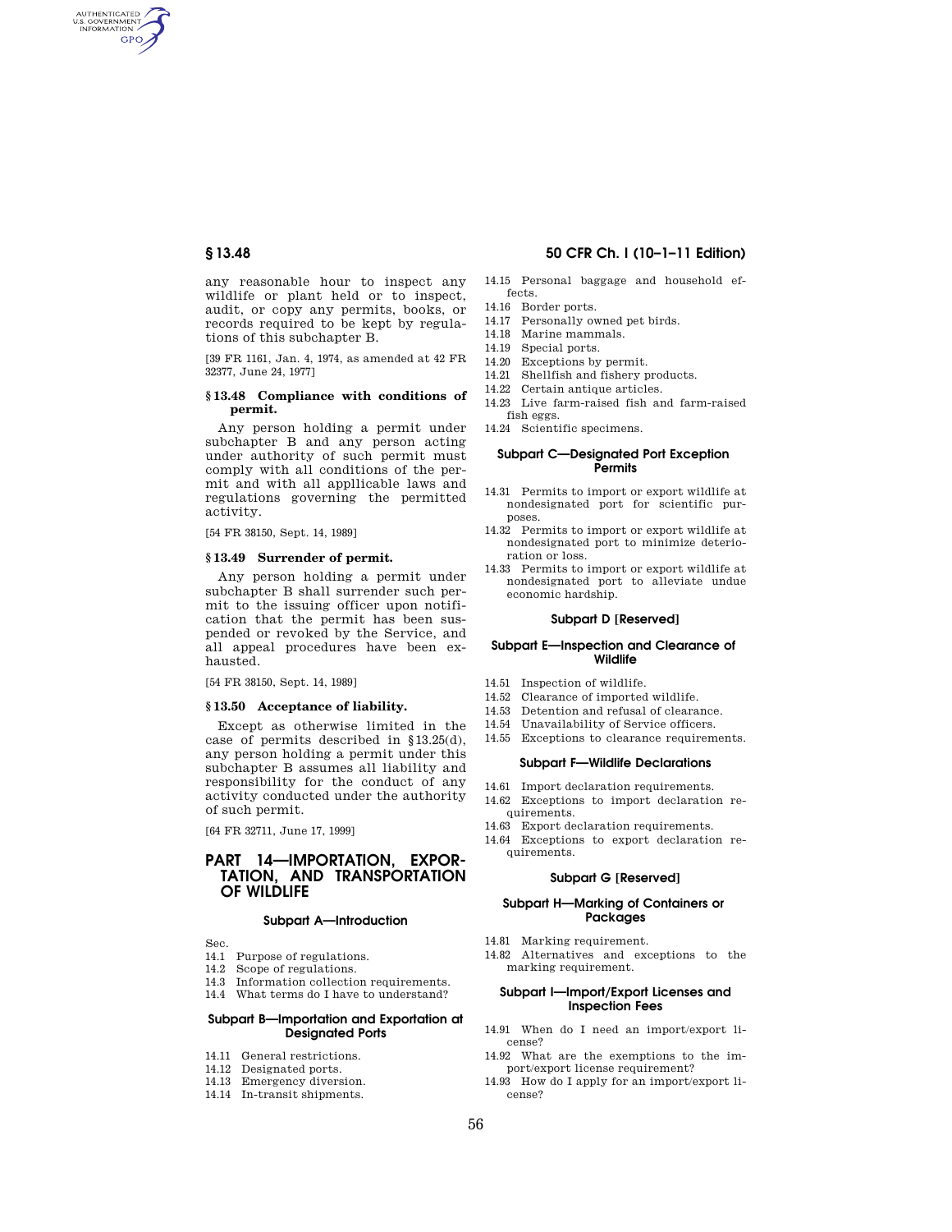any reasonable hour to inspect any wildlife or plant held or to inspect, audit, or copy any permits, books, or records required to be kept by regulations of this subchapter B.

[39 FR 1161, Jan. 4, 1974, as amended at 42 FR 32377, June 24, 1977]

### § 13.48 Compliance with conditions of permit.

Any person holding a permit under subchapter B and any person acting under authority of such permit must comply with all conditions of the permit and with all appplicable laws and regulations governing the permitted activity.

[54 FR 38150, Sept. 14, 1989]

### § 13.49 Surrender of permit.

Any person holding a permit under subchapter B shall surrender such permit to the issuing officer upon notification that the permit has been suspended or revoked by the Service, and all appeal procedures have been exhausted.

[54 FR 38150, Sept. 14, 1989]

### § 13.50 Acceptance of liability.

Except as otherwise limited in the case of permits described in §13.25(d), any person holding a permit under this subchapter B assumes all liability and responsibility for the conduct of any activity conducted under the authority of such permit.

[64 FR 32711, June 17, 1999]

## PART 14—IMPORTATION, EXPORTATION, AND TRANSPORTATION OF WILDLIFE

### Subpart A—Introduction

Sec.
14.1 Purpose of regulations.
14.2 Scope of regulations.
14.3 Information collection requirements.
14.4 What terms do I have to understand?

### Subpart B—Importation and Exportation at Designated Ports

14.11 General restrictions.
14.12 Designated ports.
14.13 Emergency diversion.
14.14 In-transit shipments.
14.15 Personal baggage and household effects.
14.16 Border ports.
14.17 Personally owned pet birds.
14.18 Marine mammals.
14.19 Special ports.
14.20 Exceptions by permit.
14.21 Shellfish and fishery products.
14.22 Certain antique articles.
14.23 Live farm-raised fish and farm-raised fish eggs.
14.24 Scientific specimens.

### Subpart C—Designated Port Exception Permits

14.31 Permits to import or export wildlife at nondesignated port for scientific purposes.
14.32 Permits to import or export wildlife at nondesignated port to minimize deterioration or loss.
14.33 Permits to import or export wildlife at nondesignated port to alleviate undue economic hardship.

### Subpart D [Reserved]

### Subpart E—Inspection and Clearance of Wildlife

14.51 Inspection of wildlife.
14.52 Clearance of imported wildlife.
14.53 Detention and refusal of clearance.
14.54 Unavailability of Service officers.
14.55 Exceptions to clearance requirements.

### Subpart F—Wildlife Declarations

14.61 Import declaration requirements.
14.62 Exceptions to import declaration requirements.
14.63 Export declaration requirements.
14.64 Exceptions to export declaration requirements.

### Subpart G [Reserved]

### Subpart H—Marking of Containers or Packages

14.81 Marking requirement.
14.82 Alternatives and exceptions to the marking requirement.

### Subpart I—Import/Export Licenses and Inspection Fees

14.91 When do I need an import/export license?
14.92 What are the exemptions to the import/export license requirement?
14.93 How do I apply for an import/export license?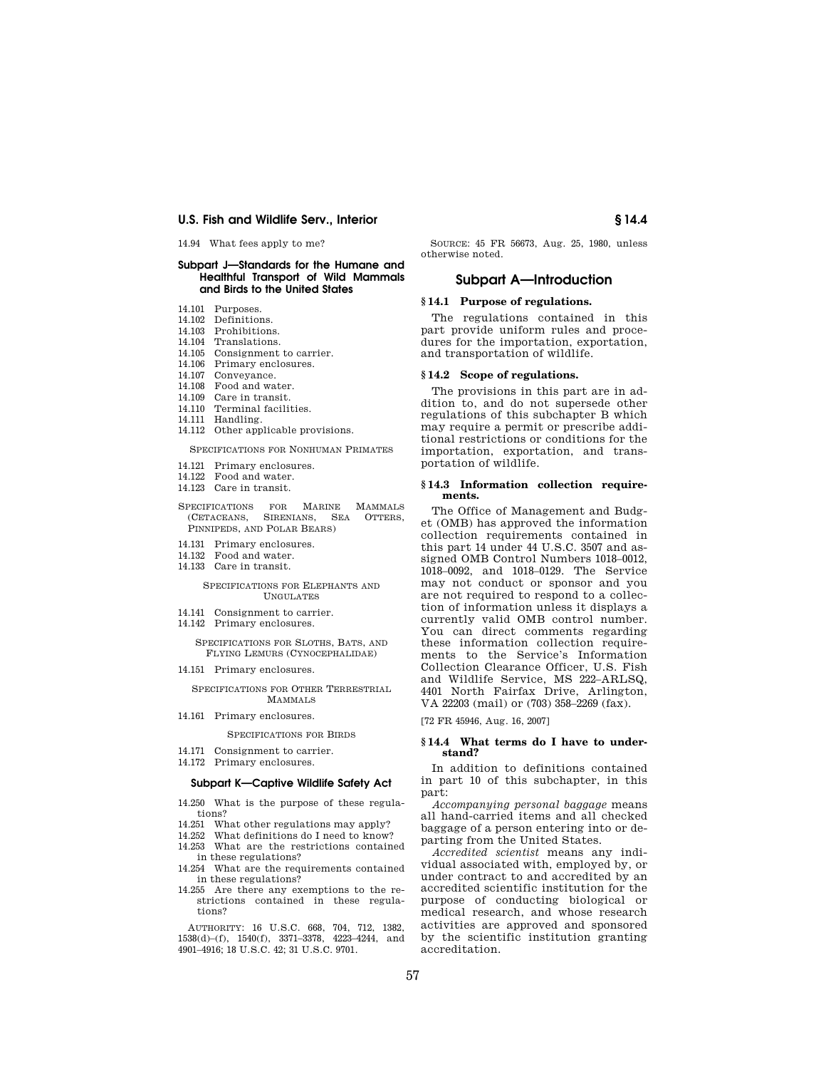14.94 What fees apply to me?

### Subpart J—Standards for the Humane and Healthful Transport of Wild Mammals and Birds to the United States

14.101 Purposes.
14.102 Definitions.
14.103 Prohibitions.
14.104 Translations.
14.105 Consignment to carrier.
14.106 Primary enclosures.
14.107 Conveyance.
14.108 Food and water.
14.109 Care in transit.
14.110 Terminal facilities.
14.111 Handling.
14.112 Other applicable provisions.

SPECIFICATIONS FOR NONHUMAN PRIMATES

14.121 Primary enclosures.
14.122 Food and water.
14.123 Care in transit.

SPECIFICATIONS FOR MARINE MAMMALS (CETACEANS, SIRENIANS, SEA OTTERS, PINNIPEDS, AND POLAR BEARS)

14.131 Primary enclosures.
14.132 Food and water.
14.133 Care in transit.

SPECIFICATIONS FOR ELEPHANTS AND UNGULATES

14.141 Consignment to carrier.
14.142 Primary enclosures.

SPECIFICATIONS FOR SLOTHS, BATS, AND FLYING LEMURS (CYNOCEPHALIDAE)

14.151 Primary enclosures.

SPECIFICATIONS FOR OTHER TERRESTRIAL MAMMALS

14.161 Primary enclosures.

SPECIFICATIONS FOR BIRDS

14.171 Consignment to carrier.
14.172 Primary enclosures.

### Subpart K—Captive Wildlife Safety Act

14.250 What is the purpose of these regulations?
14.251 What other regulations may apply?
14.252 What definitions do I need to know?
14.253 What are the restrictions contained in these regulations?
14.254 What are the requirements contained in these regulations?
14.255 Are there any exemptions to the restrictions contained in these regulations?

AUTHORITY: 16 U.S.C. 668, 704, 712, 1382, 1538(d)–(f), 1540(f), 3371–3378, 4223–4244, and 4901–4916; 18 U.S.C. 42; 31 U.S.C. 9701.

SOURCE: 45 FR 56673, Aug. 25, 1980, unless otherwise noted.

## Subpart A—Introduction

### § 14.1 Purpose of regulations.

The regulations contained in this part provide uniform rules and procedures for the importation, exportation, and transportation of wildlife.

### § 14.2 Scope of regulations.

The provisions in this part are in addition to, and do not supersede other regulations of this subchapter B which may require a permit or prescribe additional restrictions or conditions for the importation, exportation, and transportation of wildlife.

### § 14.3 Information collection requirements.

The Office of Management and Budget (OMB) has approved the information collection requirements contained in this part 14 under 44 U.S.C. 3507 and assigned OMB Control Numbers 1018–0012, 1018–0092, and 1018–0129. The Service may not conduct or sponsor and you are not required to respond to a collection of information unless it displays a currently valid OMB control number. You can direct comments regarding these information collection requirements to the Service's Information Collection Clearance Officer, U.S. Fish and Wildlife Service, MS 222–ARLSQ, 4401 North Fairfax Drive, Arlington, VA 22203 (mail) or (703) 358–2269 (fax).

[72 FR 45946, Aug. 16, 2007]

### § 14.4 What terms do I have to understand?

In addition to definitions contained in part 10 of this subchapter, in this part:

*Accompanying personal baggage* means all hand-carried items and all checked baggage of a person entering into or departing from the United States.

*Accredited scientist* means any individual associated with, employed by, or under contract to and accredited by an accredited scientific institution for the purpose of conducting biological or medical research, and whose research activities are approved and sponsored by the scientific institution granting accreditation.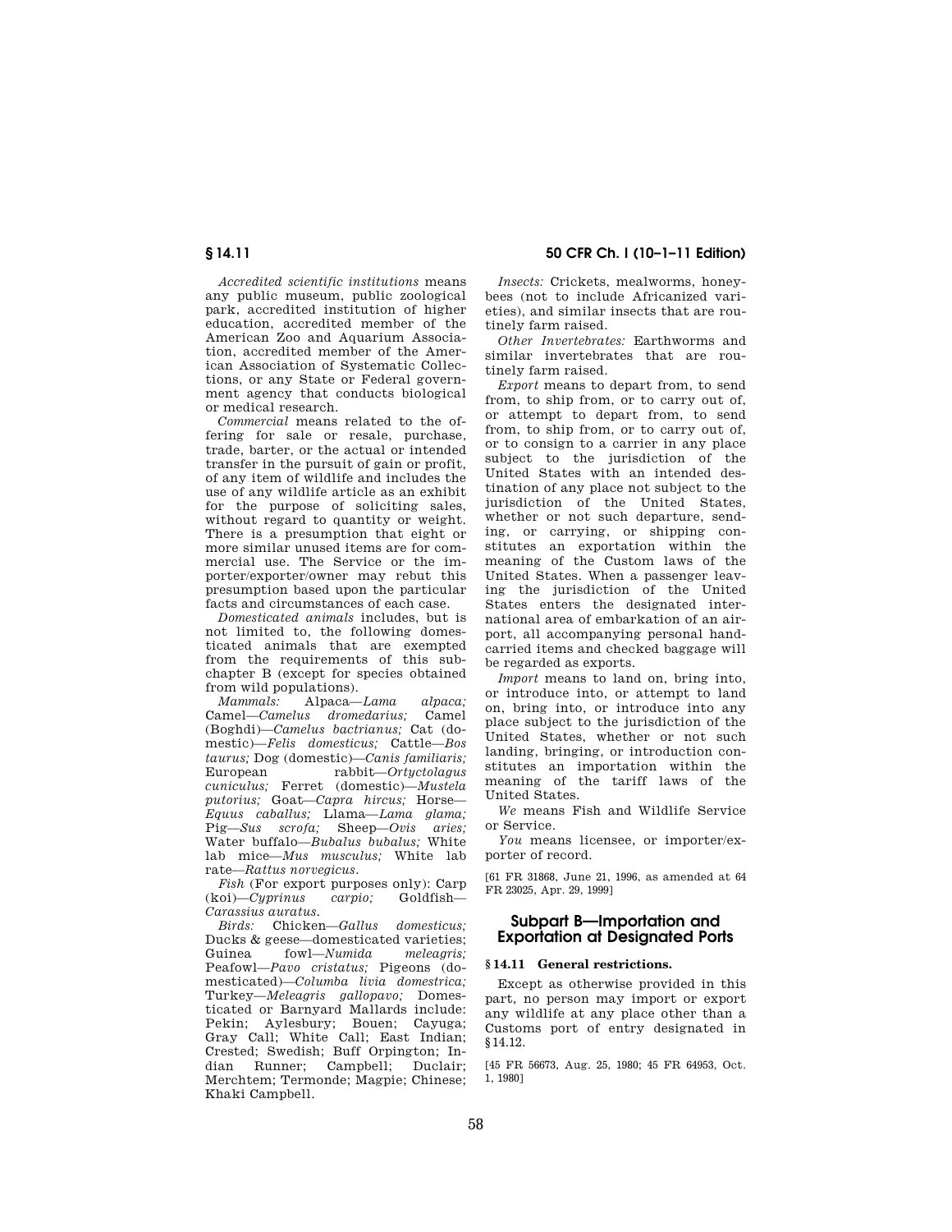*Accredited scientific institutions* means any public museum, public zoological park, accredited institution of higher education, accredited member of the American Zoo and Aquarium Association, accredited member of the American Association of Systematic Collections, or any State or Federal government agency that conducts biological or medical research.

*Commercial* means related to the offering for sale or resale, purchase, trade, barter, or the actual or intended transfer in the pursuit of gain or profit, of any item of wildlife and includes the use of any wildlife article as an exhibit for the purpose of soliciting sales, without regard to quantity or weight. There is a presumption that eight or more similar unused items are for commercial use. The Service or the importer/exporter/owner may rebut this presumption based upon the particular facts and circumstances of each case.

*Domesticated animals* includes, but is not limited to, the following domesticated animals that are exempted from the requirements of this subchapter B (except for species obtained from wild populations).

*Mammals:* Alpaca—*Lama alpaca;* Camel—*Camelus dromedarius;* Camel (Boghdi)—*Camelus bactrianus;* Cat (domestic)—*Felis domesticus;* Cattle—*Bos taurus;* Dog (domestic)—*Canis familiaris;* European rabbit—*Ortyctolagus cuniculus;* Ferret (domestic)—*Mustela putorius;* Goat—*Capra hircus;* Horse—*Equus caballus;* Llama—*Lama glama;* Pig—*Sus scrofa;* Sheep—*Ovis aries;* Water buffalo—*Bubalus bubalus;* White lab mice—*Mus musculus;* White lab rate—*Rattus norvegicus.*

*Fish* (For export purposes only): Carp (koi)—*Cyprinus carpio;* Goldfish—*Carassius auratus.*

*Birds:* Chicken—*Gallus domesticus;* Ducks & geese—domesticated varieties; Guinea fowl—*Numida meleagris;* Peafowl—*Pavo cristatus;* Pigeons (domesticated)—*Columba livia domestrica;* Turkey—*Meleagris gallopavo;* Domesticated or Barnyard Mallards include: Pekin; Aylesbury; Bouen; Cayuga; Gray Call; White Call; East Indian; Crested; Swedish; Buff Orpington; Indian Runner; Campbell; Duclair; Merchtem; Termonde; Magpie; Chinese; Khaki Campbell.

*Insects:* Crickets, mealworms, honeybees (not to include Africanized varieties), and similar insects that are routinely farm raised.

*Other Invertebrates:* Earthworms and similar invertebrates that are routinely farm raised.

*Export* means to depart from, to send from, to ship from, or to carry out of, or attempt to depart from, to send from, to ship from, or to carry out of, or to consign to a carrier in any place subject to the jurisdiction of the United States with an intended destination of any place not subject to the jurisdiction of the United States, whether or not such departure, sending, or carrying, or shipping constitutes an exportation within the meaning of the Custom laws of the United States. When a passenger leaving the jurisdiction of the United States enters the designated international area of embarkation of an airport, all accompanying personal hand-carried items and checked baggage will be regarded as exports.

*Import* means to land on, bring into, or introduce into, or attempt to land on, bring into, or introduce into any place subject to the jurisdiction of the United States, whether or not such landing, bringing, or introduction constitutes an importation within the meaning of the tariff laws of the United States.

*We* means Fish and Wildlife Service or Service.

*You* means licensee, or importer/exporter of record.

[61 FR 31868, June 21, 1996, as amended at 64 FR 23025, Apr. 29, 1999]

## Subpart B—Importation and Exportation at Designated Ports

### § 14.11 General restrictions.

Except as otherwise provided in this part, no person may import or export any wildlife at any place other than a Customs port of entry designated in § 14.12.

[45 FR 56673, Aug. 25, 1980; 45 FR 64953, Oct. 1, 1980]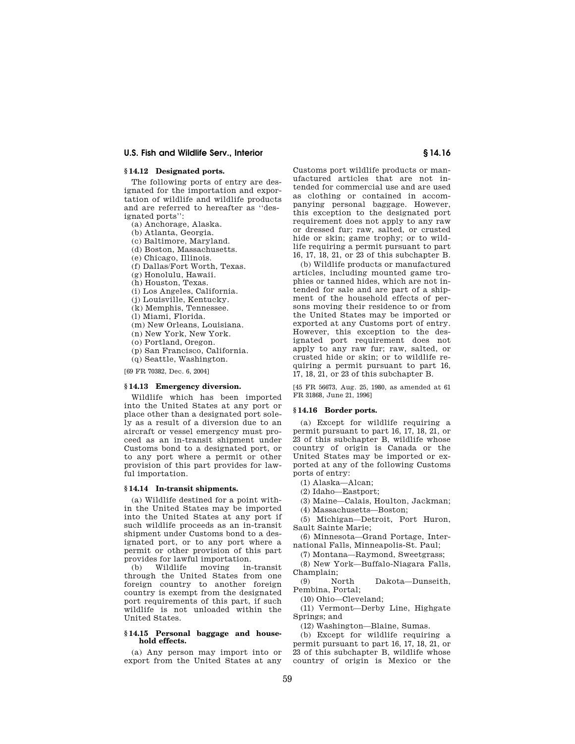### § 14.12 Designated ports.

The following ports of entry are designated for the importation and exportation of wildlife and wildlife products and are referred to hereafter as ''designated ports'':

(a) Anchorage, Alaska.
(b) Atlanta, Georgia.
(c) Baltimore, Maryland.
(d) Boston, Massachusetts.
(e) Chicago, Illinois.
(f) Dallas/Fort Worth, Texas.
(g) Honolulu, Hawaii.
(h) Houston, Texas.
(i) Los Angeles, California.
(j) Louisville, Kentucky.
(k) Memphis, Tennessee.
(l) Miami, Florida.
(m) New Orleans, Louisiana.
(n) New York, New York.
(o) Portland, Oregon.
(p) San Francisco, California.
(q) Seattle, Washington.

[69 FR 70382, Dec. 6, 2004]

### § 14.13 Emergency diversion.

Wildlife which has been imported into the United States at any port or place other than a designated port solely as a result of a diversion due to an aircraft or vessel emergency must proceed as an in-transit shipment under Customs bond to a designated port, or to any port where a permit or other provision of this part provides for lawful importation.

### § 14.14 In-transit shipments.

(a) Wildlife destined for a point within the United States may be imported into the United States at any port if such wildlife proceeds as an in-transit shipment under Customs bond to a designated port, or to any port where a permit or other provision of this part provides for lawful importation.

(b) Wildlife moving in-transit through the United States from one foreign country to another foreign country is exempt from the designated port requirements of this part, if such wildlife is not unloaded within the United States.

### § 14.15 Personal baggage and household effects.

(a) Any person may import into or export from the United States at any Customs port wildlife products or manufactured articles that are not intended for commercial use and are used as clothing or contained in accompanying personal baggage. However, this exception to the designated port requirement does not apply to any raw or dressed fur; raw, salted, or crusted hide or skin; game trophy; or to wildlife requiring a permit pursuant to part 16, 17, 18, 21, or 23 of this subchapter B.

(b) Wildlife products or manufactured articles, including mounted game trophies or tanned hides, which are not intended for sale and are part of a shipment of the household effects of persons moving their residence to or from the United States may be imported or exported at any Customs port of entry. However, this exception to the designated port requirement does not apply to any raw fur; raw, salted, or crusted hide or skin; or to wildlife requiring a permit pursuant to part 16, 17, 18, 21, or 23 of this subchapter B.

[45 FR 56673, Aug. 25, 1980, as amended at 61 FR 31868, June 21, 1996]

### § 14.16 Border ports.

(a) Except for wildlife requiring a permit pursuant to part 16, 17, 18, 21, or 23 of this subchapter B, wildlife whose country of origin is Canada or the United States may be imported or exported at any of the following Customs ports of entry:

(1) Alaska—Alcan;

(2) Idaho—Eastport;

(3) Maine—Calais, Houlton, Jackman;

(4) Massachusetts—Boston;

(5) Michigan—Detroit, Port Huron, Sault Sainte Marie;

(6) Minnesota—Grand Portage, International Falls, Minneapolis-St. Paul;

(7) Montana—Raymond, Sweetgrass;

(8) New York—Buffalo-Niagara Falls, Champlain;

(9) North Dakota—Dunseith, Pembina, Portal;

(10) Ohio—Cleveland;

(11) Vermont—Derby Line, Highgate Springs; and

(12) Washington—Blaine, Sumas.

(b) Except for wildlife requiring a permit pursuant to part 16, 17, 18, 21, or 23 of this subchapter B, wildlife whose country of origin is Mexico or the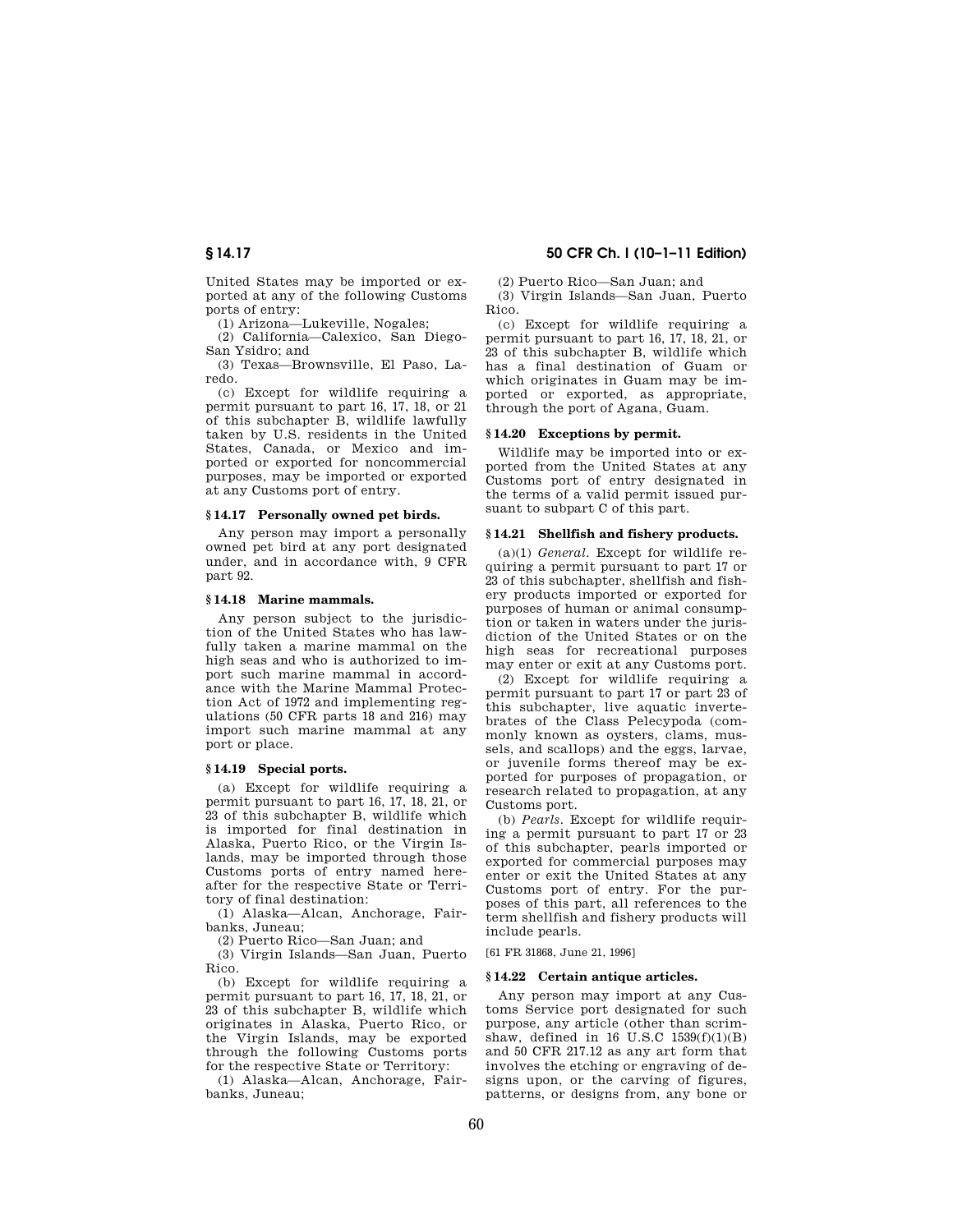United States may be imported or exported at any of the following Customs ports of entry:

(1) Arizona—Lukeville, Nogales;

(2) California—Calexico, San Diego-San Ysidro; and

(3) Texas—Brownsville, El Paso, Laredo.

(c) Except for wildlife requiring a permit pursuant to part 16, 17, 18, or 21 of this subchapter B, wildlife lawfully taken by U.S. residents in the United States, Canada, or Mexico and imported or exported for noncommercial purposes, may be imported or exported at any Customs port of entry.

## § 14.17 Personally owned pet birds.

Any person may import a personally owned pet bird at any port designated under, and in accordance with, 9 CFR part 92.

## § 14.18 Marine mammals.

Any person subject to the jurisdiction of the United States who has lawfully taken a marine mammal on the high seas and who is authorized to import such marine mammal in accordance with the Marine Mammal Protection Act of 1972 and implementing regulations (50 CFR parts 18 and 216) may import such marine mammal at any port or place.

## § 14.19 Special ports.

(a) Except for wildlife requiring a permit pursuant to part 16, 17, 18, 21, or 23 of this subchapter B, wildlife which is imported for final destination in Alaska, Puerto Rico, or the Virgin Islands, may be imported through those Customs ports of entry named hereafter for the respective State or Territory of final destination:

(1) Alaska—Alcan, Anchorage, Fairbanks, Juneau;

(2) Puerto Rico—San Juan; and

(3) Virgin Islands—San Juan, Puerto Rico.

(b) Except for wildlife requiring a permit pursuant to part 16, 17, 18, 21, or 23 of this subchapter B, wildlife which originates in Alaska, Puerto Rico, or the Virgin Islands, may be exported through the following Customs ports for the respective State or Territory:

(1) Alaska—Alcan, Anchorage, Fairbanks, Juneau;

(2) Puerto Rico—San Juan; and

(3) Virgin Islands—San Juan, Puerto Rico.

(c) Except for wildlife requiring a permit pursuant to part 16, 17, 18, 21, or 23 of this subchapter B, wildlife which has a final destination of Guam or which originates in Guam may be imported or exported, as appropriate, through the port of Agana, Guam.

## § 14.20 Exceptions by permit.

Wildlife may be imported into or exported from the United States at any Customs port of entry designated in the terms of a valid permit issued pursuant to subpart C of this part.

## § 14.21 Shellfish and fishery products.

(a)(1) *General.* Except for wildlife requiring a permit pursuant to part 17 or 23 of this subchapter, shellfish and fishery products imported or exported for purposes of human or animal consumption or taken in waters under the jurisdiction of the United States or on the high seas for recreational purposes may enter or exit at any Customs port.

(2) Except for wildlife requiring a permit pursuant to part 17 or part 23 of this subchapter, live aquatic invertebrates of the Class Pelecypoda (commonly known as oysters, clams, mussels, and scallops) and the eggs, larvae, or juvenile forms thereof may be exported for purposes of propagation, or research related to propagation, at any Customs port.

(b) *Pearls.* Except for wildlife requiring a permit pursuant to part 17 or 23 of this subchapter, pearls imported or exported for commercial purposes may enter or exit the United States at any Customs port of entry. For the purposes of this part, all references to the term shellfish and fishery products will include pearls.

[61 FR 31868, June 21, 1996]

## § 14.22 Certain antique articles.

Any person may import at any Customs Service port designated for such purpose, any article (other than scrimshaw, defined in 16 U.S.C 1539(f)(1)(B) and 50 CFR 217.12 as any art form that involves the etching or engraving of designs upon, or the carving of figures, patterns, or designs from, any bone or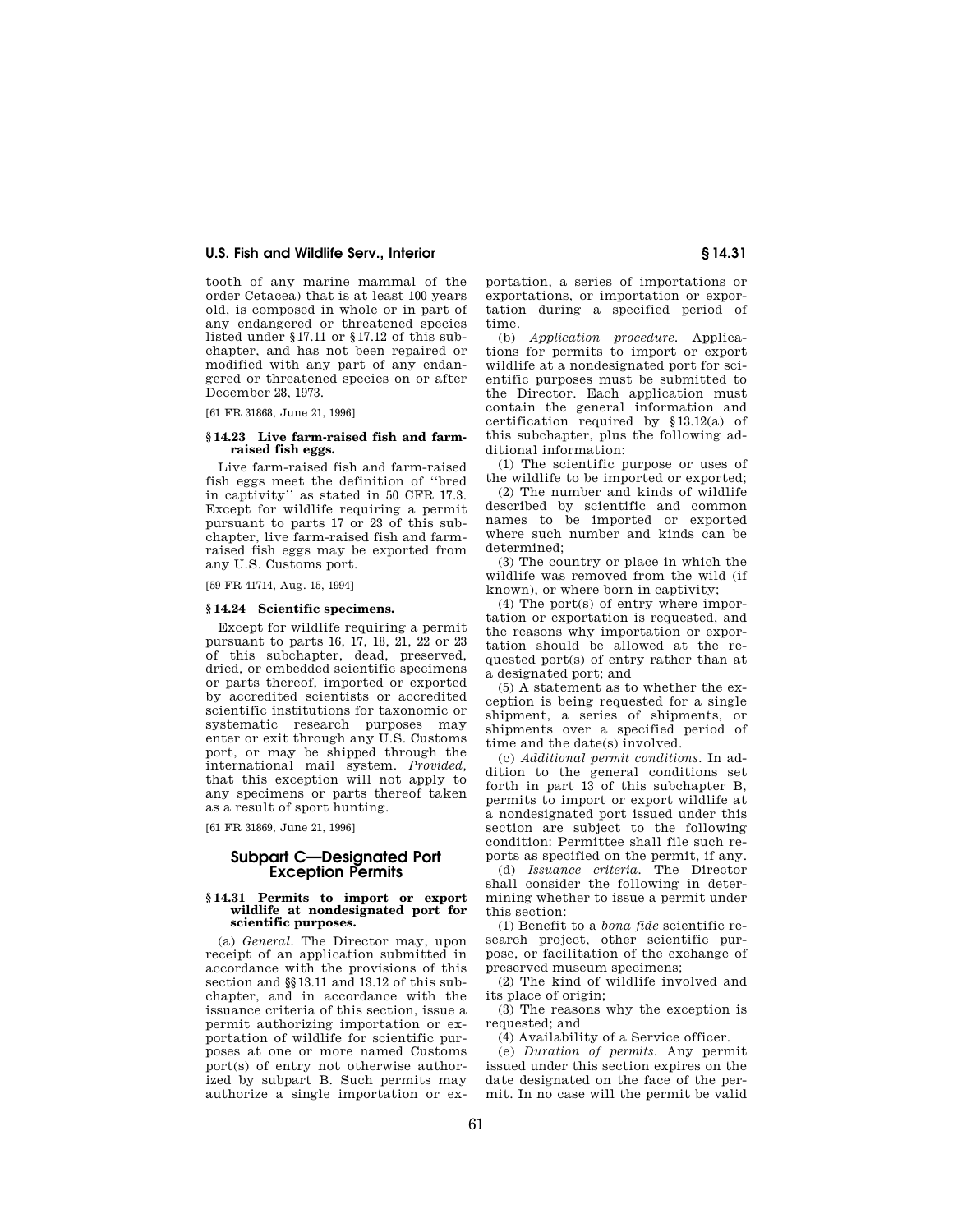tooth of any marine mammal of the order Cetacea) that is at least 100 years old, is composed in whole or in part of any endangered or threatened species listed under §17.11 or §17.12 of this subchapter, and has not been repaired or modified with any part of any endangered or threatened species on or after December 28, 1973.

[61 FR 31868, June 21, 1996]

### §14.23 Live farm-raised fish and farm-raised fish eggs.

Live farm-raised fish and farm-raised fish eggs meet the definition of ''bred in captivity'' as stated in 50 CFR 17.3. Except for wildlife requiring a permit pursuant to parts 17 or 23 of this subchapter, live farm-raised fish and farm-raised fish eggs may be exported from any U.S. Customs port.

[59 FR 41714, Aug. 15, 1994]

### §14.24 Scientific specimens.

Except for wildlife requiring a permit pursuant to parts 16, 17, 18, 21, 22 or 23 of this subchapter, dead, preserved, dried, or embedded scientific specimens or parts thereof, imported or exported by accredited scientists or accredited scientific institutions for taxonomic or systematic research purposes may enter or exit through any U.S. Customs port, or may be shipped through the international mail system. *Provided*, that this exception will not apply to any specimens or parts thereof taken as a result of sport hunting.

[61 FR 31869, June 21, 1996]

## Subpart C—Designated Port Exception Permits

### §14.31 Permits to import or export wildlife at nondesignated port for scientific purposes.

(a) *General.* The Director may, upon receipt of an application submitted in accordance with the provisions of this section and §§13.11 and 13.12 of this subchapter, and in accordance with the issuance criteria of this section, issue a permit authorizing importation or exportation of wildlife for scientific purposes at one or more named Customs port(s) of entry not otherwise authorized by subpart B. Such permits may authorize a single importation or exportation, a series of importations or exportations, or importation or exportation during a specified period of time.

(b) *Application procedure.* Applications for permits to import or export wildlife at a nondesignated port for scientific purposes must be submitted to the Director. Each application must contain the general information and certification required by §13.12(a) of this subchapter, plus the following additional information:

(1) The scientific purpose or uses of the wildlife to be imported or exported;

(2) The number and kinds of wildlife described by scientific and common names to be imported or exported where such number and kinds can be determined;

(3) The country or place in which the wildlife was removed from the wild (if known), or where born in captivity;

(4) The port(s) of entry where importation or exportation is requested, and the reasons why importation or exportation should be allowed at the requested port(s) of entry rather than at a designated port; and

(5) A statement as to whether the exception is being requested for a single shipment, a series of shipments, or shipments over a specified period of time and the date(s) involved.

(c) *Additional permit conditions.* In addition to the general conditions set forth in part 13 of this subchapter B, permits to import or export wildlife at a nondesignated port issued under this section are subject to the following condition: Permittee shall file such reports as specified on the permit, if any.

(d) *Issuance criteria.* The Director shall consider the following in determining whether to issue a permit under this section:

(1) Benefit to a *bona fide* scientific research project, other scientific purpose, or facilitation of the exchange of preserved museum specimens;

(2) The kind of wildlife involved and its place of origin;

(3) The reasons why the exception is requested; and

(4) Availability of a Service officer.

(e) *Duration of permits.* Any permit issued under this section expires on the date designated on the face of the permit. In no case will the permit be valid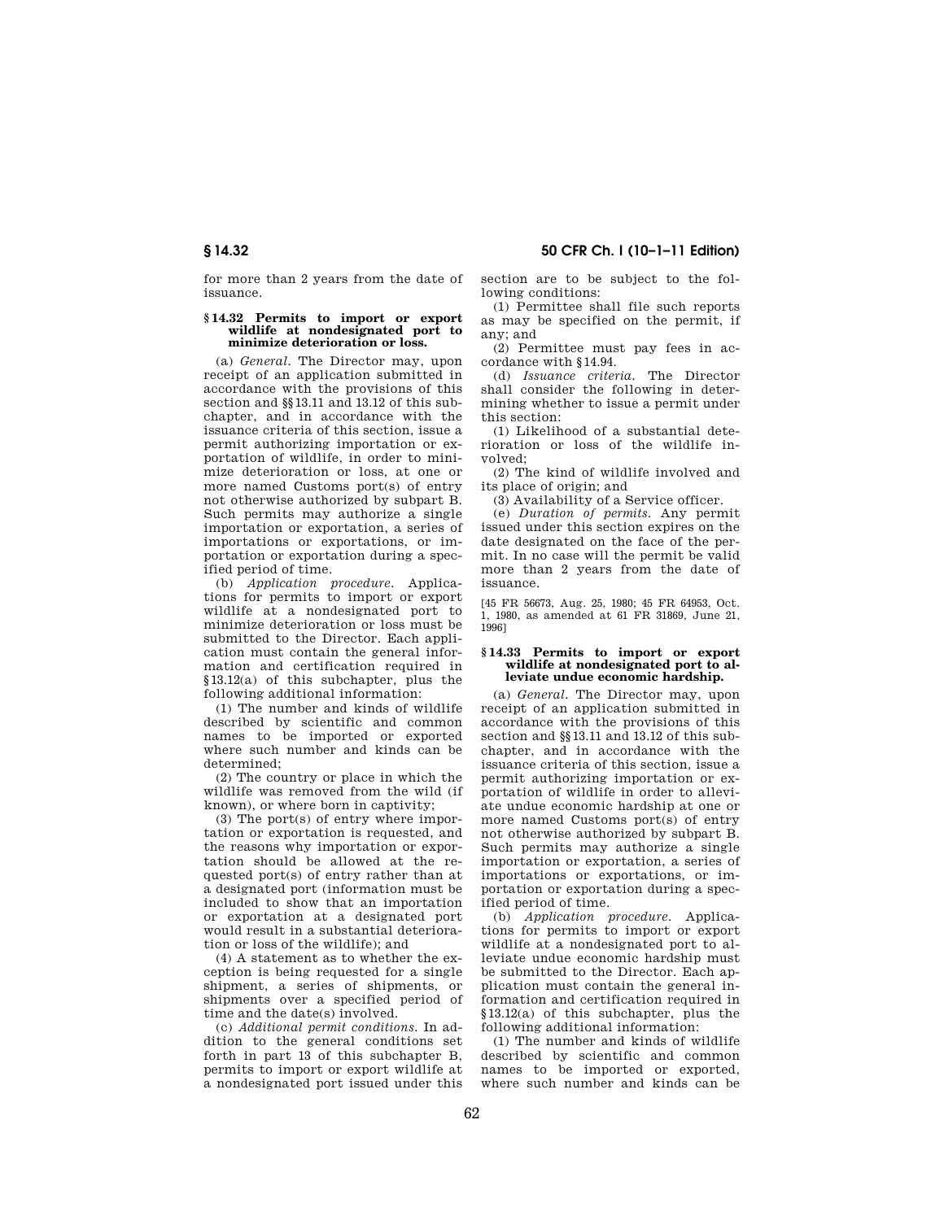for more than 2 years from the date of issuance.

### § 14.32 Permits to import or export wildlife at nondesignated port to minimize deterioration or loss.

(a) *General.* The Director may, upon receipt of an application submitted in accordance with the provisions of this section and §§ 13.11 and 13.12 of this subchapter, and in accordance with the issuance criteria of this section, issue a permit authorizing importation or exportation of wildlife, in order to minimize deterioration or loss, at one or more named Customs port(s) of entry not otherwise authorized by subpart B. Such permits may authorize a single importation or exportation, a series of importations or exportations, or importation or exportation during a specified period of time.

(b) *Application procedure.* Applications for permits to import or export wildlife at a nondesignated port to minimize deterioration or loss must be submitted to the Director. Each application must contain the general information and certification required in § 13.12(a) of this subchapter, plus the following additional information:

(1) The number and kinds of wildlife described by scientific and common names to be imported or exported where such number and kinds can be determined;

(2) The country or place in which the wildlife was removed from the wild (if known), or where born in captivity;

(3) The port(s) of entry where importation or exportation is requested, and the reasons why importation or exportation should be allowed at the requested port(s) of entry rather than at a designated port (information must be included to show that an importation or exportation at a designated port would result in a substantial deterioration or loss of the wildlife); and

(4) A statement as to whether the exception is being requested for a single shipment, a series of shipments, or shipments over a specified period of time and the date(s) involved.

(c) *Additional permit conditions.* In addition to the general conditions set forth in part 13 of this subchapter B, permits to import or export wildlife at a nondesignated port issued under this section are to be subject to the following conditions:

(1) Permittee shall file such reports as may be specified on the permit, if any; and

(2) Permittee must pay fees in accordance with § 14.94.

(d) *Issuance criteria.* The Director shall consider the following in determining whether to issue a permit under this section:

(1) Likelihood of a substantial deterioration or loss of the wildlife involved;

(2) The kind of wildlife involved and its place of origin; and

(3) Availability of a Service officer.

(e) *Duration of permits.* Any permit issued under this section expires on the date designated on the face of the permit. In no case will the permit be valid more than 2 years from the date of issuance.

[45 FR 56673, Aug. 25, 1980; 45 FR 64953, Oct. 1, 1980, as amended at 61 FR 31869, June 21, 1996]

### § 14.33 Permits to import or export wildlife at nondesignated port to alleviate undue economic hardship.

(a) *General.* The Director may, upon receipt of an application submitted in accordance with the provisions of this section and §§ 13.11 and 13.12 of this subchapter, and in accordance with the issuance criteria of this section, issue a permit authorizing importation or exportation of wildlife in order to alleviate undue economic hardship at one or more named Customs port(s) of entry not otherwise authorized by subpart B. Such permits may authorize a single importation or exportation, a series of importations or exportations, or importation or exportation during a specified period of time.

(b) *Application procedure.* Applications for permits to import or export wildlife at a nondesignated port to alleviate undue economic hardship must be submitted to the Director. Each application must contain the general information and certification required in § 13.12(a) of this subchapter, plus the following additional information:

(1) The number and kinds of wildlife described by scientific and common names to be imported or exported, where such number and kinds can be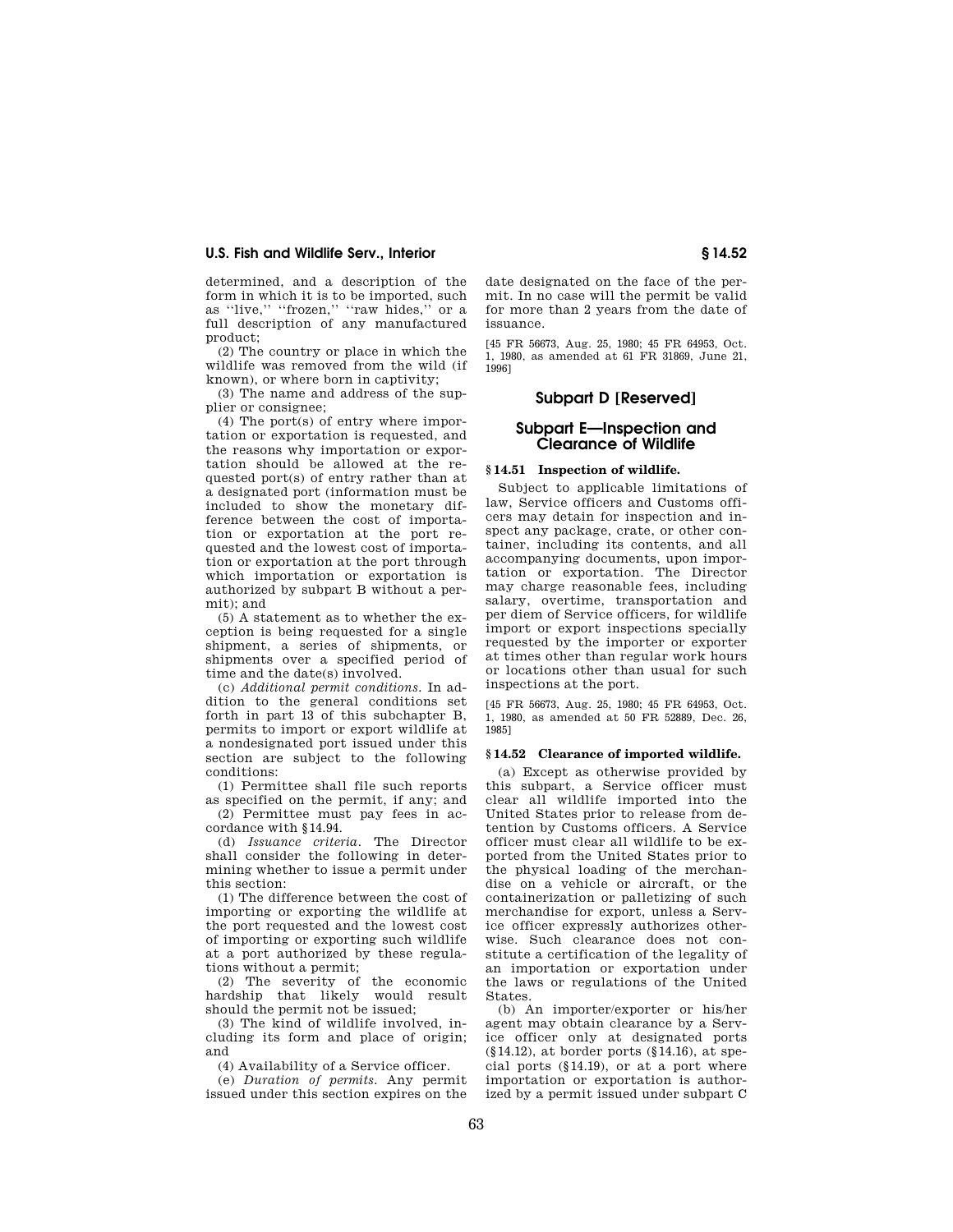determined, and a description of the form in which it is to be imported, such as ''live,'' ''frozen,'' ''raw hides,'' or a full description of any manufactured product;

(2) The country or place in which the wildlife was removed from the wild (if known), or where born in captivity;

(3) The name and address of the supplier or consignee;

(4) The port(s) of entry where importation or exportation is requested, and the reasons why importation or exportation should be allowed at the requested port(s) of entry rather than at a designated port (information must be included to show the monetary difference between the cost of importation or exportation at the port requested and the lowest cost of importation or exportation at the port through which importation or exportation is authorized by subpart B without a permit); and

(5) A statement as to whether the exception is being requested for a single shipment, a series of shipments, or shipments over a specified period of time and the date(s) involved.

(c) *Additional permit conditions.* In addition to the general conditions set forth in part 13 of this subchapter B, permits to import or export wildlife at a nondesignated port issued under this section are subject to the following conditions:

(1) Permittee shall file such reports as specified on the permit, if any; and

(2) Permittee must pay fees in accordance with §14.94.

(d) *Issuance criteria.* The Director shall consider the following in determining whether to issue a permit under this section:

(1) The difference between the cost of importing or exporting the wildlife at the port requested and the lowest cost of importing or exporting such wildlife at a port authorized by these regulations without a permit;

(2) The severity of the economic hardship that likely would result should the permit not be issued;

(3) The kind of wildlife involved, including its form and place of origin; and

(4) Availability of a Service officer.

(e) *Duration of permits.* Any permit issued under this section expires on the date designated on the face of the permit. In no case will the permit be valid for more than 2 years from the date of issuance.

[45 FR 56673, Aug. 25, 1980; 45 FR 64953, Oct. 1, 1980, as amended at 61 FR 31869, June 21, 1996]

## Subpart D [Reserved]

## Subpart E—Inspection and Clearance of Wildlife

### §14.51 Inspection of wildlife.

Subject to applicable limitations of law, Service officers and Customs officers may detain for inspection and inspect any package, crate, or other container, including its contents, and all accompanying documents, upon importation or exportation. The Director may charge reasonable fees, including salary, overtime, transportation and per diem of Service officers, for wildlife import or export inspections specially requested by the importer or exporter at times other than regular work hours or locations other than usual for such inspections at the port.

[45 FR 56673, Aug. 25, 1980; 45 FR 64953, Oct. 1, 1980, as amended at 50 FR 52889, Dec. 26, 1985]

### §14.52 Clearance of imported wildlife.

(a) Except as otherwise provided by this subpart, a Service officer must clear all wildlife imported into the United States prior to release from detention by Customs officers. A Service officer must clear all wildlife to be exported from the United States prior to the physical loading of the merchandise on a vehicle or aircraft, or the containerization or palletizing of such merchandise for export, unless a Service officer expressly authorizes otherwise. Such clearance does not constitute a certification of the legality of an importation or exportation under the laws or regulations of the United States.

(b) An importer/exporter or his/her agent may obtain clearance by a Service officer only at designated ports (§14.12), at border ports (§14.16), at special ports (§14.19), or at a port where importation or exportation is authorized by a permit issued under subpart C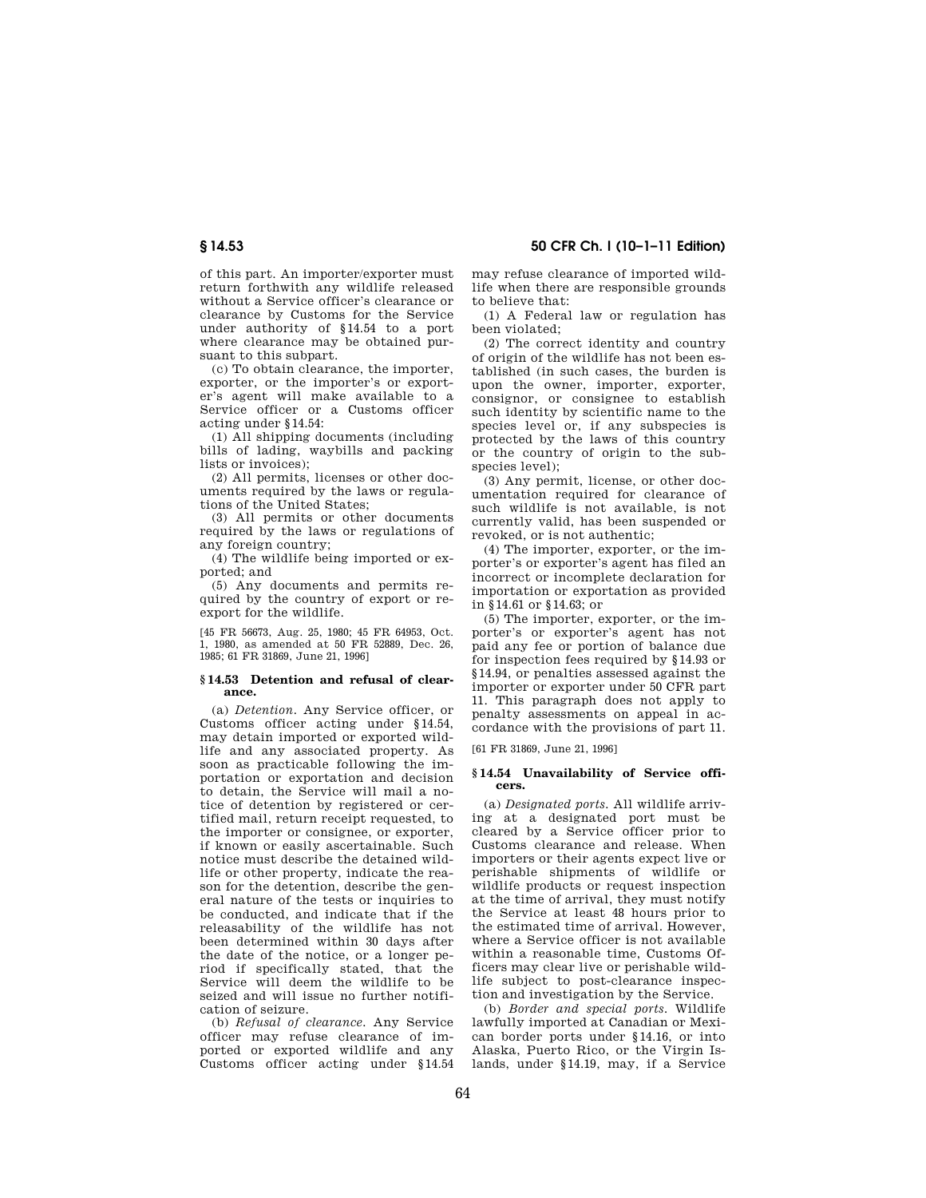of this part. An importer/exporter must return forthwith any wildlife released without a Service officer's clearance or clearance by Customs for the Service under authority of §14.54 to a port where clearance may be obtained pursuant to this subpart.

(c) To obtain clearance, the importer, exporter, or the importer's or exporter's agent will make available to a Service officer or a Customs officer acting under §14.54:

(1) All shipping documents (including bills of lading, waybills and packing lists or invoices);

(2) All permits, licenses or other documents required by the laws or regulations of the United States;

(3) All permits or other documents required by the laws or regulations of any foreign country;

(4) The wildlife being imported or exported; and

(5) Any documents and permits required by the country of export or re-export for the wildlife.

[45 FR 56673, Aug. 25, 1980; 45 FR 64953, Oct. 1, 1980, as amended at 50 FR 52889, Dec. 26, 1985; 61 FR 31869, June 21, 1996]

### § 14.53 Detention and refusal of clearance.

(a) *Detention.* Any Service officer, or Customs officer acting under §14.54, may detain imported or exported wildlife and any associated property. As soon as practicable following the importation or exportation and decision to detain, the Service will mail a notice of detention by registered or certified mail, return receipt requested, to the importer or consignee, or exporter, if known or easily ascertainable. Such notice must describe the detained wildlife or other property, indicate the reason for the detention, describe the general nature of the tests or inquiries to be conducted, and indicate that if the releasability of the wildlife has not been determined within 30 days after the date of the notice, or a longer period if specifically stated, that the Service will deem the wildlife to be seized and will issue no further notification of seizure.

(b) *Refusal of clearance.* Any Service officer may refuse clearance of imported or exported wildlife and any Customs officer acting under §14.54 may refuse clearance of imported wildlife when there are responsible grounds to believe that:

(1) A Federal law or regulation has been violated;

(2) The correct identity and country of origin of the wildlife has not been established (in such cases, the burden is upon the owner, importer, exporter, consignor, or consignee to establish such identity by scientific name to the species level or, if any subspecies is protected by the laws of this country or the country of origin to the subspecies level);

(3) Any permit, license, or other documentation required for clearance of such wildlife is not available, is not currently valid, has been suspended or revoked, or is not authentic;

(4) The importer, exporter, or the importer's or exporter's agent has filed an incorrect or incomplete declaration for importation or exportation as provided in §14.61 or §14.63; or

(5) The importer, exporter, or the importer's or exporter's agent has not paid any fee or portion of balance due for inspection fees required by §14.93 or §14.94, or penalties assessed against the importer or exporter under 50 CFR part 11. This paragraph does not apply to penalty assessments on appeal in accordance with the provisions of part 11.

[61 FR 31869, June 21, 1996]

### § 14.54 Unavailability of Service officers.

(a) *Designated ports.* All wildlife arriving at a designated port must be cleared by a Service officer prior to Customs clearance and release. When importers or their agents expect live or perishable shipments of wildlife or wildlife products or request inspection at the time of arrival, they must notify the Service at least 48 hours prior to the estimated time of arrival. However, where a Service officer is not available within a reasonable time, Customs Officers may clear live or perishable wildlife subject to post-clearance inspection and investigation by the Service.

(b) *Border and special ports.* Wildlife lawfully imported at Canadian or Mexican border ports under §14.16, or into Alaska, Puerto Rico, or the Virgin Islands, under §14.19, may, if a Service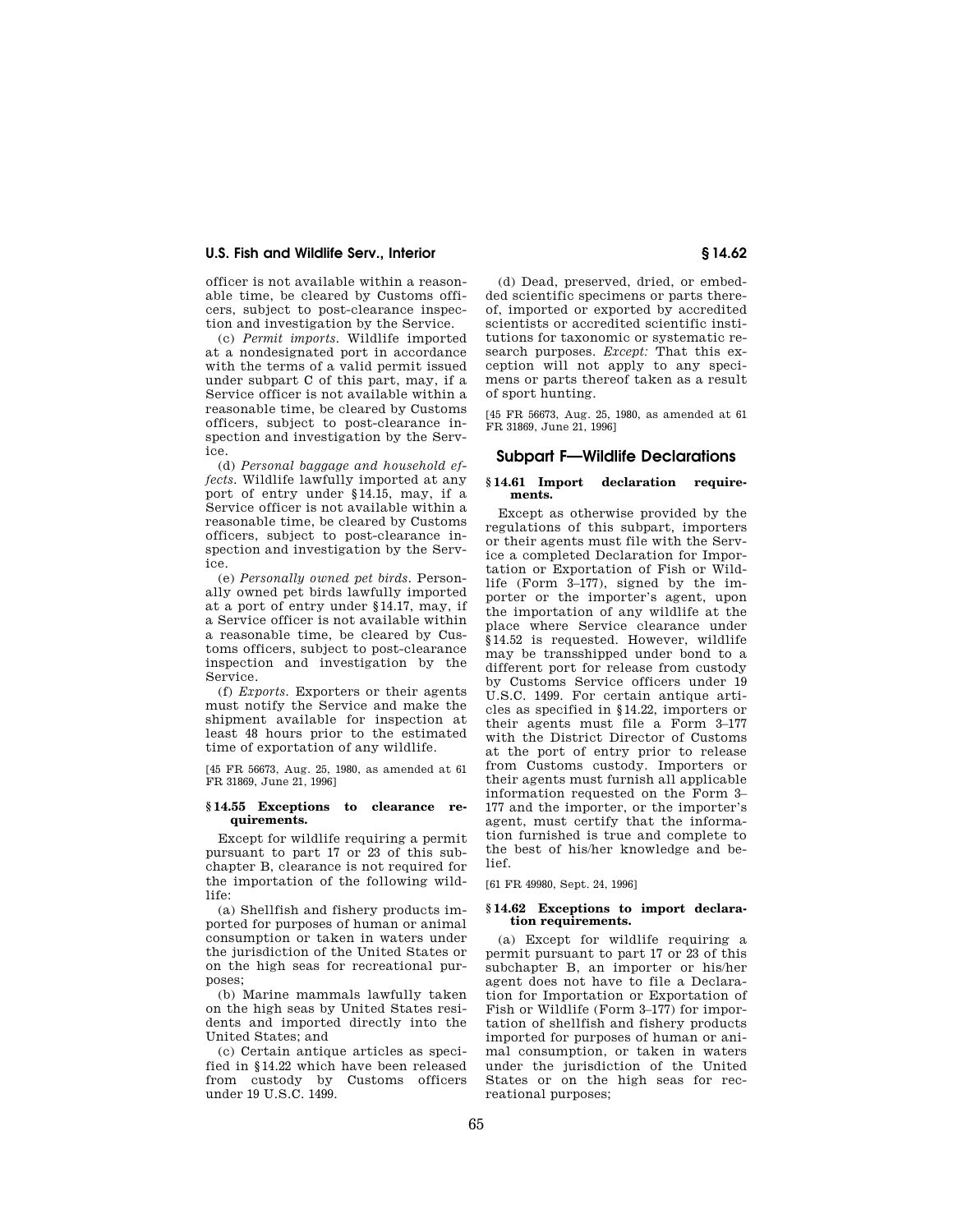officer is not available within a reasonable time, be cleared by Customs officers, subject to post-clearance inspection and investigation by the Service.

(c) *Permit imports.* Wildlife imported at a nondesignated port in accordance with the terms of a valid permit issued under subpart C of this part, may, if a Service officer is not available within a reasonable time, be cleared by Customs officers, subject to post-clearance inspection and investigation by the Service.

(d) *Personal baggage and household effects.* Wildlife lawfully imported at any port of entry under §14.15, may, if a Service officer is not available within a reasonable time, be cleared by Customs officers, subject to post-clearance inspection and investigation by the Service.

(e) *Personally owned pet birds.* Personally owned pet birds lawfully imported at a port of entry under §14.17, may, if a Service officer is not available within a reasonable time, be cleared by Customs officers, subject to post-clearance inspection and investigation by the Service.

(f) *Exports.* Exporters or their agents must notify the Service and make the shipment available for inspection at least 48 hours prior to the estimated time of exportation of any wildlife.

[45 FR 56673, Aug. 25, 1980, as amended at 61 FR 31869, June 21, 1996]

**§ 14.55 Exceptions to clearance requirements.**

Except for wildlife requiring a permit pursuant to part 17 or 23 of this subchapter B, clearance is not required for the importation of the following wildlife:

(a) Shellfish and fishery products imported for purposes of human or animal consumption or taken in waters under the jurisdiction of the United States or on the high seas for recreational purposes;

(b) Marine mammals lawfully taken on the high seas by United States residents and imported directly into the United States; and

(c) Certain antique articles as specified in §14.22 which have been released from custody by Customs officers under 19 U.S.C. 1499.

(d) Dead, preserved, dried, or embedded scientific specimens or parts thereof, imported or exported by accredited scientists or accredited scientific institutions for taxonomic or systematic research purposes. *Except:* That this exception will not apply to any specimens or parts thereof taken as a result of sport hunting.

[45 FR 56673, Aug. 25, 1980, as amended at 61 FR 31869, June 21, 1996]

## Subpart F—Wildlife Declarations

**§ 14.61 Import declaration requirements.**

Except as otherwise provided by the regulations of this subpart, importers or their agents must file with the Service a completed Declaration for Importation or Exportation of Fish or Wildlife (Form 3–177), signed by the importer or the importer's agent, upon the importation of any wildlife at the place where Service clearance under §14.52 is requested. However, wildlife may be transshipped under bond to a different port for release from custody by Customs Service officers under 19 U.S.C. 1499. For certain antique articles as specified in §14.22, importers or their agents must file a Form 3–177 with the District Director of Customs at the port of entry prior to release from Customs custody. Importers or their agents must furnish all applicable information requested on the Form 3–177 and the importer, or the importer's agent, must certify that the information furnished is true and complete to the best of his/her knowledge and belief.

[61 FR 49980, Sept. 24, 1996]

**§ 14.62 Exceptions to import declaration requirements.**

(a) Except for wildlife requiring a permit pursuant to part 17 or 23 of this subchapter B, an importer or his/her agent does not have to file a Declaration for Importation or Exportation of Fish or Wildlife (Form 3–177) for importation of shellfish and fishery products imported for purposes of human or animal consumption, or taken in waters under the jurisdiction of the United States or on the high seas for recreational purposes;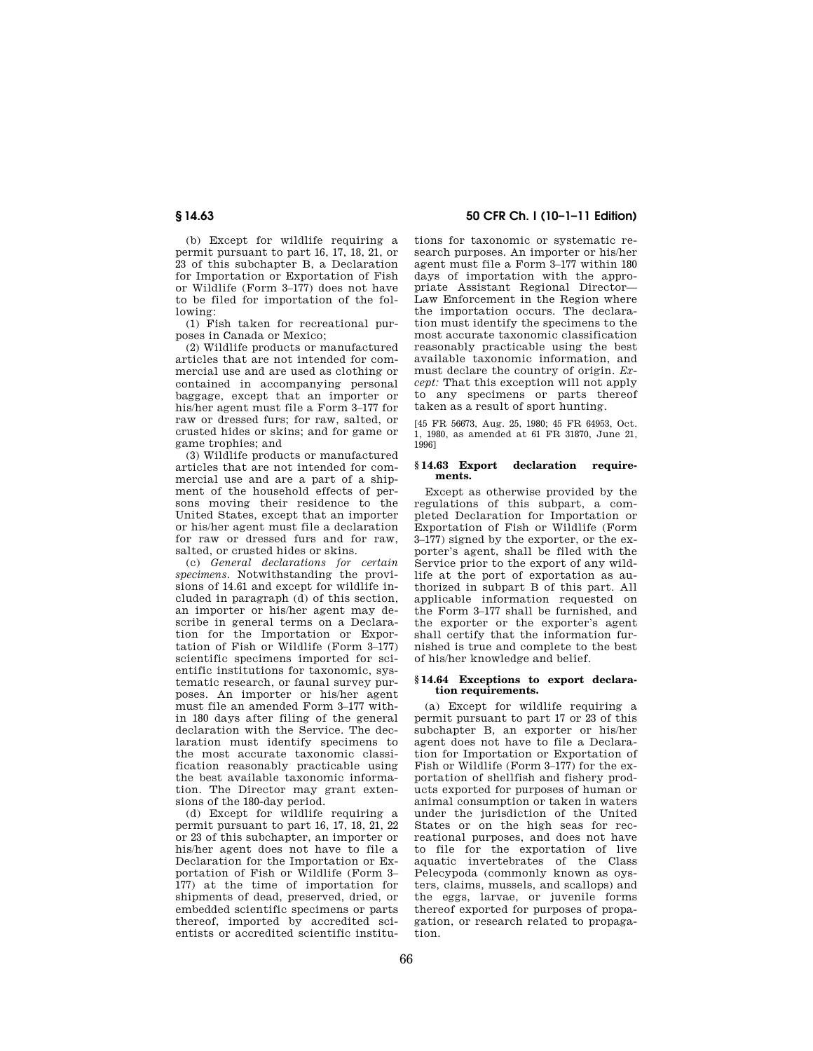(b) Except for wildlife requiring a permit pursuant to part 16, 17, 18, 21, or 23 of this subchapter B, a Declaration for Importation or Exportation of Fish or Wildlife (Form 3–177) does not have to be filed for importation of the following:

(1) Fish taken for recreational purposes in Canada or Mexico;

(2) Wildlife products or manufactured articles that are not intended for commercial use and are used as clothing or contained in accompanying personal baggage, except that an importer or his/her agent must file a Form 3–177 for raw or dressed furs; for raw, salted, or crusted hides or skins; and for game or game trophies; and

(3) Wildlife products or manufactured articles that are not intended for commercial use and are a part of a shipment of the household effects of persons moving their residence to the United States, except that an importer or his/her agent must file a declaration for raw or dressed furs and for raw, salted, or crusted hides or skins.

(c) *General declarations for certain specimens.* Notwithstanding the provisions of 14.61 and except for wildlife included in paragraph (d) of this section, an importer or his/her agent may describe in general terms on a Declaration for the Importation or Exportation of Fish or Wildlife (Form 3–177) scientific specimens imported for scientific institutions for taxonomic, systematic research, or faunal survey purposes. An importer or his/her agent must file an amended Form 3–177 within 180 days after filing of the general declaration with the Service. The declaration must identify specimens to the most accurate taxonomic classification reasonably practicable using the best available taxonomic information. The Director may grant extensions of the 180-day period.

(d) Except for wildlife requiring a permit pursuant to part 16, 17, 18, 21, 22 or 23 of this subchapter, an importer or his/her agent does not have to file a Declaration for the Importation or Exportation of Fish or Wildlife (Form 3–177) at the time of importation for shipments of dead, preserved, dried, or embedded scientific specimens or parts thereof, imported by accredited scientists or accredited scientific institutions for taxonomic or systematic research purposes. An importer or his/her agent must file a Form 3–177 within 180 days of importation with the appropriate Assistant Regional Director—Law Enforcement in the Region where the importation occurs. The declaration must identify the specimens to the most accurate taxonomic classification reasonably practicable using the best available taxonomic information, and must declare the country of origin. *Except:* That this exception will not apply to any specimens or parts thereof taken as a result of sport hunting.

[45 FR 56673, Aug. 25, 1980; 45 FR 64953, Oct. 1, 1980, as amended at 61 FR 31870, June 21, 1996]

### § 14.63 Export declaration requirements.

Except as otherwise provided by the regulations of this subpart, a completed Declaration for Importation or Exportation of Fish or Wildlife (Form 3–177) signed by the exporter, or the exporter's agent, shall be filed with the Service prior to the export of any wildlife at the port of exportation as authorized in subpart B of this part. All applicable information requested on the Form 3–177 shall be furnished, and the exporter or the exporter's agent shall certify that the information furnished is true and complete to the best of his/her knowledge and belief.

### § 14.64 Exceptions to export declaration requirements.

(a) Except for wildlife requiring a permit pursuant to part 17 or 23 of this subchapter B, an exporter or his/her agent does not have to file a Declaration for Importation or Exportation of Fish or Wildlife (Form 3–177) for the exportation of shellfish and fishery products exported for purposes of human or animal consumption or taken in waters under the jurisdiction of the United States or on the high seas for recreational purposes, and does not have to file for the exportation of live aquatic invertebrates of the Class Pelecypoda (commonly known as oysters, claims, mussels, and scallops) and the eggs, larvae, or juvenile forms thereof exported for purposes of propagation, or research related to propagation.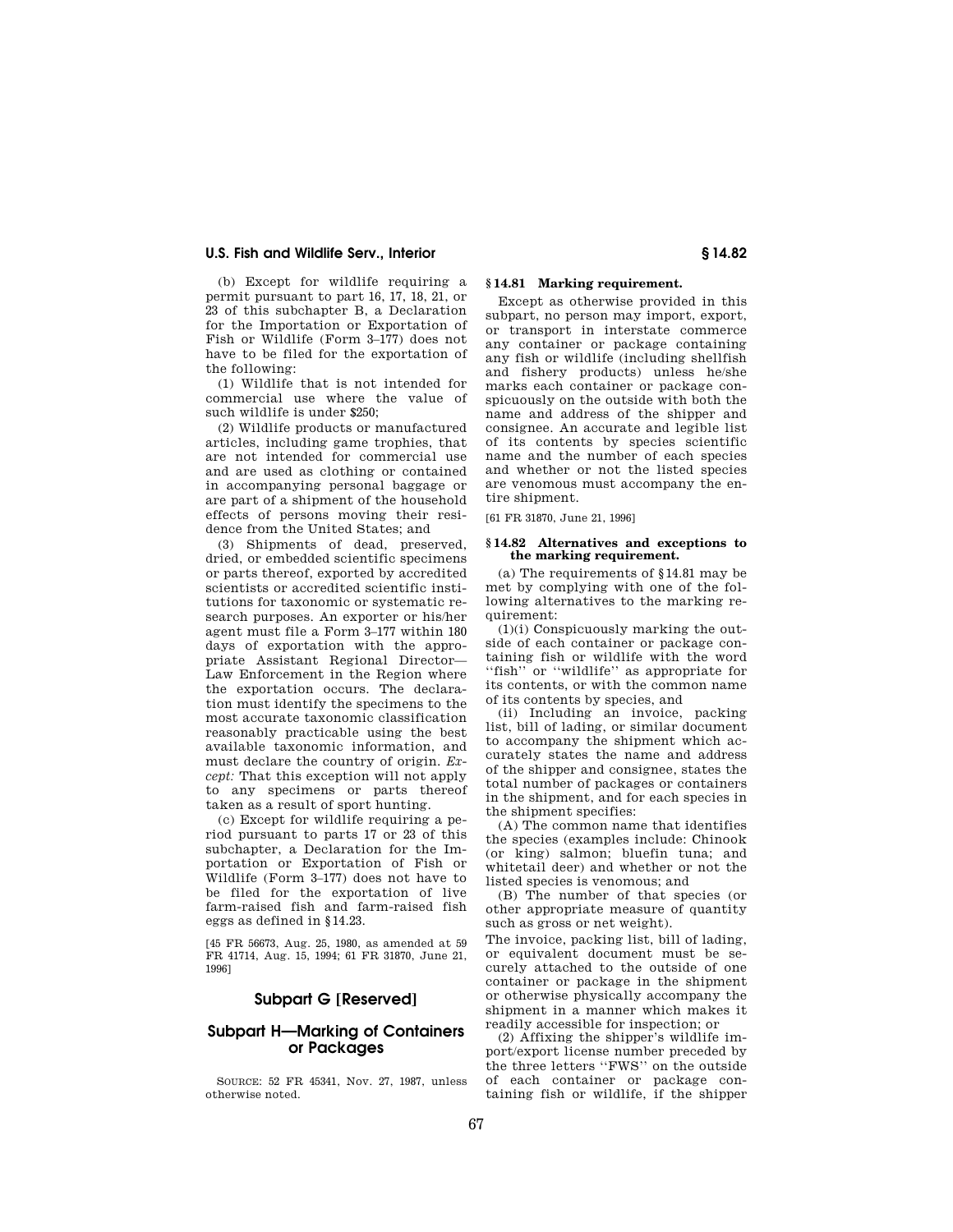(b) Except for wildlife requiring a permit pursuant to part 16, 17, 18, 21, or 23 of this subchapter B, a Declaration for the Importation or Exportation of Fish or Wildlife (Form 3–177) does not have to be filed for the exportation of the following:

(1) Wildlife that is not intended for commercial use where the value of such wildlife is under $250;

(2) Wildlife products or manufactured articles, including game trophies, that are not intended for commercial use and are used as clothing or contained in accompanying personal baggage or are part of a shipment of the household effects of persons moving their residence from the United States; and

(3) Shipments of dead, preserved, dried, or embedded scientific specimens or parts thereof, exported by accredited scientists or accredited scientific institutions for taxonomic or systematic research purposes. An exporter or his/her agent must file a Form 3–177 within 180 days of exportation with the appropriate Assistant Regional Director—Law Enforcement in the Region where the exportation occurs. The declaration must identify the specimens to the most accurate taxonomic classification reasonably practicable using the best available taxonomic information, and must declare the country of origin. *Except:* That this exception will not apply to any specimens or parts thereof taken as a result of sport hunting.

(c) Except for wildlife requiring a period pursuant to parts 17 or 23 of this subchapter, a Declaration for the Importation or Exportation of Fish or Wildlife (Form 3–177) does not have to be filed for the exportation of live farm-raised fish and farm-raised fish eggs as defined in §14.23.

[45 FR 56673, Aug. 25, 1980, as amended at 59 FR 41714, Aug. 15, 1994; 61 FR 31870, June 21, 1996]

## Subpart G [Reserved]

## Subpart H—Marking of Containers or Packages

SOURCE: 52 FR 45341, Nov. 27, 1987, unless otherwise noted.

### § 14.81 Marking requirement.

Except as otherwise provided in this subpart, no person may import, export, or transport in interstate commerce any container or package containing any fish or wildlife (including shellfish and fishery products) unless he/she marks each container or package conspicuously on the outside with both the name and address of the shipper and consignee. An accurate and legible list of its contents by species scientific name and the number of each species and whether or not the listed species are venomous must accompany the entire shipment.

[61 FR 31870, June 21, 1996]

### § 14.82 Alternatives and exceptions to the marking requirement.

(a) The requirements of §14.81 may be met by complying with one of the following alternatives to the marking requirement:

(1)(i) Conspicuously marking the outside of each container or package containing fish or wildlife with the word ''fish'' or ''wildlife'' as appropriate for its contents, or with the common name of its contents by species, and

(ii) Including an invoice, packing list, bill of lading, or similar document to accompany the shipment which accurately states the name and address of the shipper and consignee, states the total number of packages or containers in the shipment, and for each species in the shipment specifies:

(A) The common name that identifies the species (examples include: Chinook (or king) salmon; bluefin tuna; and whitetail deer) and whether or not the listed species is venomous; and

(B) The number of that species (or other appropriate measure of quantity such as gross or net weight).

The invoice, packing list, bill of lading, or equivalent document must be securely attached to the outside of one container or package in the shipment or otherwise physically accompany the shipment in a manner which makes it readily accessible for inspection; or

(2) Affixing the shipper's wildlife import/export license number preceded by the three letters ''FWS'' on the outside of each container or package containing fish or wildlife, if the shipper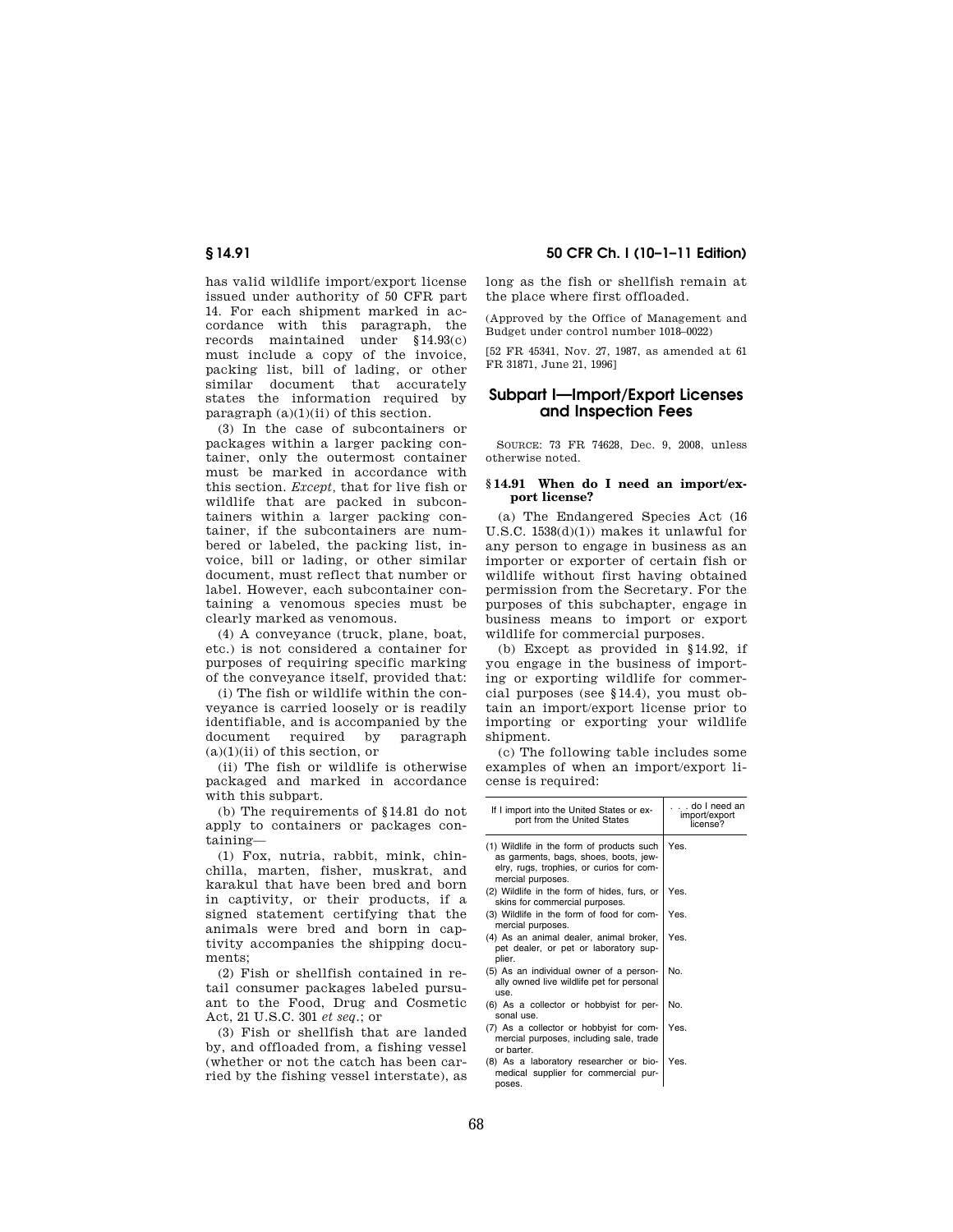has valid wildlife import/export license issued under authority of 50 CFR part 14. For each shipment marked in accordance with this paragraph, the records maintained under §14.93(c) must include a copy of the invoice, packing list, bill of lading, or other similar document that accurately states the information required by paragraph (a)(1)(ii) of this section.

(3) In the case of subcontainers or packages within a larger packing container, only the outermost container must be marked in accordance with this section. *Except*, that for live fish or wildlife that are packed in subcontainers within a larger packing container, if the subcontainers are numbered or labeled, the packing list, invoice, bill or lading, or other similar document, must reflect that number or label. However, each subcontainer containing a venomous species must be clearly marked as venomous.

(4) A conveyance (truck, plane, boat, etc.) is not considered a container for purposes of requiring specific marking of the conveyance itself, provided that:

(i) The fish or wildlife within the conveyance is carried loosely or is readily identifiable, and is accompanied by the document required by paragraph (a)(1)(ii) of this section, or

(ii) The fish or wildlife is otherwise packaged and marked in accordance with this subpart.

(b) The requirements of §14.81 do not apply to containers or packages containing—

(1) Fox, nutria, rabbit, mink, chinchilla, marten, fisher, muskrat, and karakul that have been bred and born in captivity, or their products, if a signed statement certifying that the animals were bred and born in captivity accompanies the shipping documents;

(2) Fish or shellfish contained in retail consumer packages labeled pursuant to the Food, Drug and Cosmetic Act, 21 U.S.C. 301 *et seq.*; or

(3) Fish or shellfish that are landed by, and offloaded from, a fishing vessel (whether or not the catch has been carried by the fishing vessel interstate), as long as the fish or shellfish remain at the place where first offloaded.

(Approved by the Office of Management and Budget under control number 1018–0022)

[52 FR 45341, Nov. 27, 1987, as amended at 61 FR 31871, June 21, 1996]

## Subpart I—Import/Export Licenses and Inspection Fees

SOURCE: 73 FR 74628, Dec. 9, 2008, unless otherwise noted.

### §14.91 When do I need an import/export license?

(a) The Endangered Species Act (16 U.S.C. 1538(d)(1)) makes it unlawful for any person to engage in business as an importer or exporter of certain fish or wildlife without first having obtained permission from the Secretary. For the purposes of this subchapter, engage in business means to import or export wildlife for commercial purposes.

(b) Except as provided in §14.92, if you engage in the business of importing or exporting wildlife for commercial purposes (see §14.4), you must obtain an import/export license prior to importing or exporting your wildlife shipment.

(c) The following table includes some examples of when an import/export license is required:

| If I import into the United States or export from the United States | . . . do I need an import/export license? |
|---|---|
| (1) Wildlife in the form of products such as garments, bags, shoes, boots, jewelry, rugs, trophies, or curios for commercial purposes. | Yes. |
| (2) Wildlife in the form of hides, furs, or skins for commercial purposes. | Yes. |
| (3) Wildlife in the form of food for commercial purposes. | Yes. |
| (4) As an animal dealer, animal broker, pet dealer, or pet or laboratory supplier. | Yes. |
| (5) As an individual owner of a personally owned live wildlife pet for personal use. | No. |
| (6) As a collector or hobbyist for personal use. | No. |
| (7) As a collector or hobbyist for commercial purposes, including sale, trade or barter. | Yes. |
| (8) As a laboratory researcher or biomedical supplier for commercial purposes. | Yes. |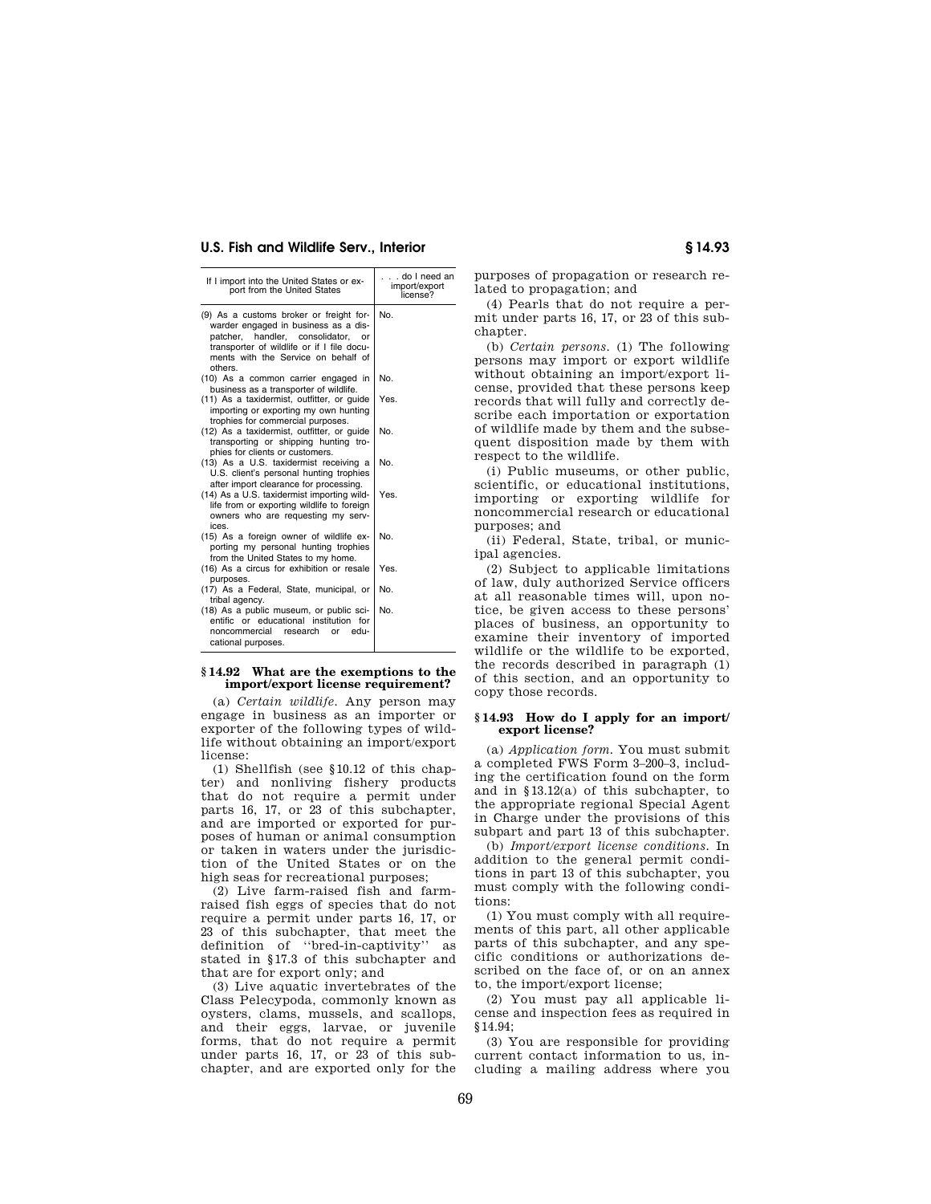| If I import into the United States or export from the United States | . . . do I need an import/export license? |
| --- | --- |
| (9) As a customs broker or freight forwarder engaged in business as a dispatcher, handler, consolidator, or transporter of wildlife or if I file documents with the Service on behalf of others. | No. |
| (10) As a common carrier engaged in business as a transporter of wildlife. | No. |
| (11) As a taxidermist, outfitter, or guide importing or exporting my own hunting trophies for commercial purposes. | Yes. |
| (12) As a taxidermist, outfitter, or guide transporting or shipping hunting trophies for clients or customers. | No. |
| (13) As a U.S. taxidermist receiving a U.S. client's personal hunting trophies after import clearance for processing. | No. |
| (14) As a U.S. taxidermist importing wildlife from or exporting wildlife to foreign owners who are requesting my services. | Yes. |
| (15) As a foreign owner of wildlife exporting my personal hunting trophies from the United States to my home. | No. |
| (16) As a circus for exhibition or resale purposes. | Yes. |
| (17) As a Federal, State, municipal, or tribal agency. | No. |
| (18) As a public museum, or public scientific or educational institution for noncommercial research or educational purposes. | No. |

### § 14.92 What are the exemptions to the import/export license requirement?

(a) *Certain wildlife.* Any person may engage in business as an importer or exporter of the following types of wildlife without obtaining an import/export license:

(1) Shellfish (see § 10.12 of this chapter) and nonliving fishery products that do not require a permit under parts 16, 17, or 23 of this subchapter, and are imported or exported for purposes of human or animal consumption or taken in waters under the jurisdiction of the United States or on the high seas for recreational purposes;

(2) Live farm-raised fish and farm-raised fish eggs of species that do not require a permit under parts 16, 17, or 23 of this subchapter, that meet the definition of ''bred-in-captivity'' as stated in § 17.3 of this subchapter and that are for export only; and

(3) Live aquatic invertebrates of the Class Pelecypoda, commonly known as oysters, clams, mussels, and scallops, and their eggs, larvae, or juvenile forms, that do not require a permit under parts 16, 17, or 23 of this subchapter, and are exported only for the purposes of propagation or research related to propagation; and

(4) Pearls that do not require a permit under parts 16, 17, or 23 of this subchapter.

(b) *Certain persons.* (1) The following persons may import or export wildlife without obtaining an import/export license, provided that these persons keep records that will fully and correctly describe each importation or exportation of wildlife made by them and the subsequent disposition made by them with respect to the wildlife.

(i) Public museums, or other public, scientific, or educational institutions, importing or exporting wildlife for noncommercial research or educational purposes; and

(ii) Federal, State, tribal, or municipal agencies.

(2) Subject to applicable limitations of law, duly authorized Service officers at all reasonable times will, upon notice, be given access to these persons' places of business, an opportunity to examine their inventory of imported wildlife or the wildlife to be exported, the records described in paragraph (1) of this section, and an opportunity to copy those records.

### § 14.93 How do I apply for an import/export license?

(a) *Application form.* You must submit a completed FWS Form 3–200–3, including the certification found on the form and in § 13.12(a) of this subchapter, to the appropriate regional Special Agent in Charge under the provisions of this subpart and part 13 of this subchapter.

(b) *Import/export license conditions.* In addition to the general permit conditions in part 13 of this subchapter, you must comply with the following conditions:

(1) You must comply with all requirements of this part, all other applicable parts of this subchapter, and any specific conditions or authorizations described on the face of, or on an annex to, the import/export license;

(2) You must pay all applicable license and inspection fees as required in § 14.94;

(3) You are responsible for providing current contact information to us, including a mailing address where you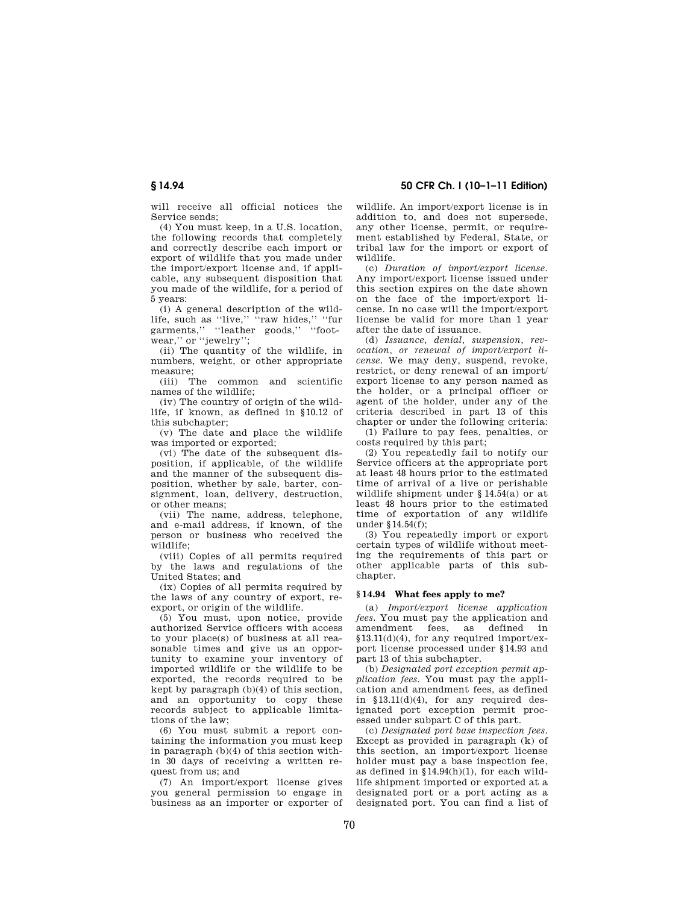will receive all official notices the Service sends;

(4) You must keep, in a U.S. location, the following records that completely and correctly describe each import or export of wildlife that you made under the import/export license and, if applicable, any subsequent disposition that you made of the wildlife, for a period of 5 years:

(i) A general description of the wildlife, such as ''live,'' ''raw hides,'' ''fur garments,'' ''leather goods,'' ''footwear,'' or ''jewelry'';

(ii) The quantity of the wildlife, in numbers, weight, or other appropriate measure;

(iii) The common and scientific names of the wildlife;

(iv) The country of origin of the wildlife, if known, as defined in §10.12 of this subchapter;

(v) The date and place the wildlife was imported or exported;

(vi) The date of the subsequent disposition, if applicable, of the wildlife and the manner of the subsequent disposition, whether by sale, barter, consignment, loan, delivery, destruction, or other means;

(vii) The name, address, telephone, and e-mail address, if known, of the person or business who received the wildlife;

(viii) Copies of all permits required by the laws and regulations of the United States; and

(ix) Copies of all permits required by the laws of any country of export, re-export, or origin of the wildlife.

(5) You must, upon notice, provide authorized Service officers with access to your place(s) of business at all reasonable times and give us an opportunity to examine your inventory of imported wildlife or the wildlife to be exported, the records required to be kept by paragraph (b)(4) of this section, and an opportunity to copy these records subject to applicable limitations of the law;

(6) You must submit a report containing the information you must keep in paragraph (b)(4) of this section within 30 days of receiving a written request from us; and

(7) An import/export license gives you general permission to engage in business as an importer or exporter of wildlife. An import/export license is in addition to, and does not supersede, any other license, permit, or requirement established by Federal, State, or tribal law for the import or export of wildlife.

(c) *Duration of import/export license.* Any import/export license issued under this section expires on the date shown on the face of the import/export license. In no case will the import/export license be valid for more than 1 year after the date of issuance.

(d) *Issuance, denial, suspension, revocation, or renewal of import/export license.* We may deny, suspend, revoke, restrict, or deny renewal of an import/export license to any person named as the holder, or a principal officer or agent of the holder, under any of the criteria described in part 13 of this chapter or under the following criteria:

(1) Failure to pay fees, penalties, or costs required by this part;

(2) You repeatedly fail to notify our Service officers at the appropriate port at least 48 hours prior to the estimated time of arrival of a live or perishable wildlife shipment under § 14.54(a) or at least 48 hours prior to the estimated time of exportation of any wildlife under §14.54(f);

(3) You repeatedly import or export certain types of wildlife without meeting the requirements of this part or other applicable parts of this subchapter.

## § 14.94 What fees apply to me?

(a) *Import/export license application fees.* You must pay the application and amendment fees, as defined in §13.11(d)(4), for any required import/export license processed under §14.93 and part 13 of this subchapter.

(b) *Designated port exception permit application fees.* You must pay the application and amendment fees, as defined in §13.11(d)(4), for any required designated port exception permit processed under subpart C of this part.

(c) *Designated port base inspection fees.* Except as provided in paragraph (k) of this section, an import/export license holder must pay a base inspection fee, as defined in §14.94(h)(1), for each wildlife shipment imported or exported at a designated port or a port acting as a designated port. You can find a list of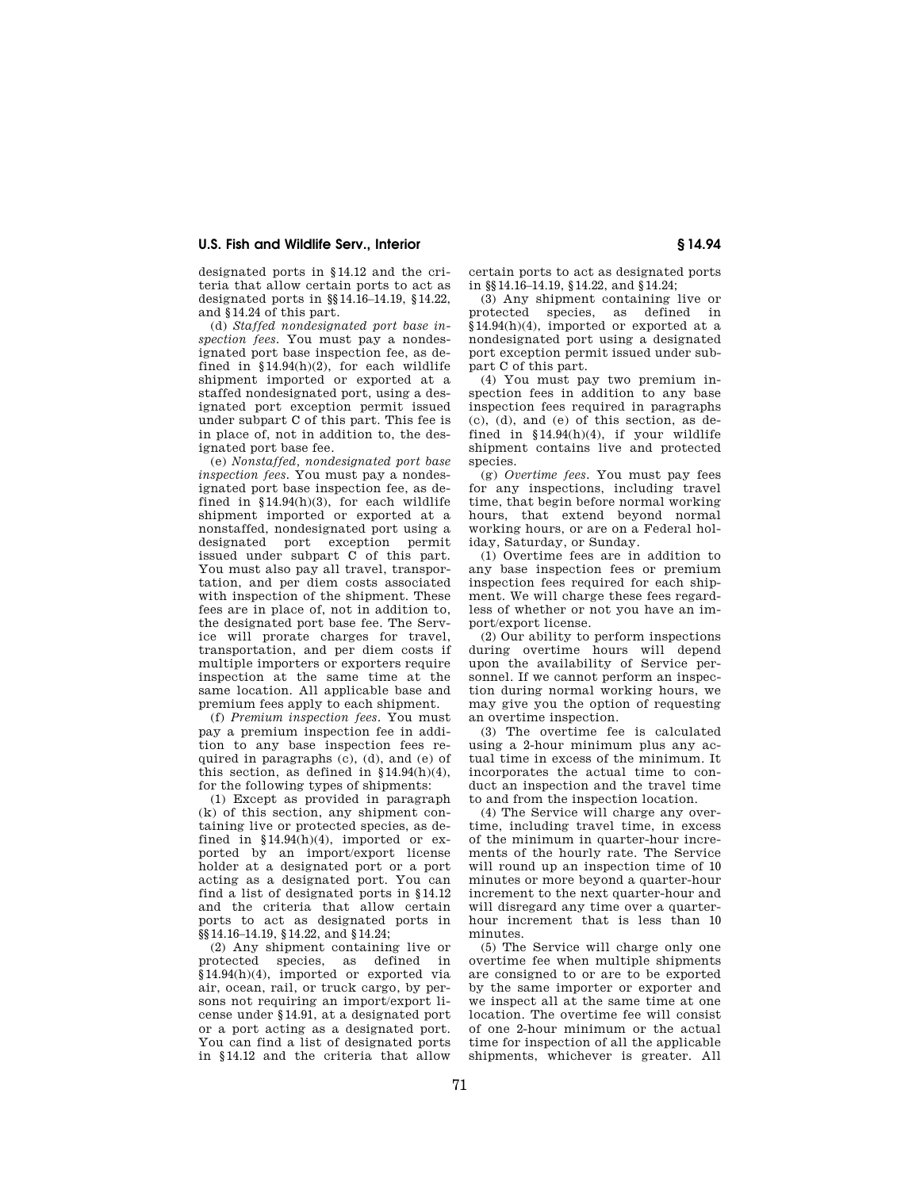designated ports in §14.12 and the criteria that allow certain ports to act as designated ports in §§14.16–14.19, §14.22, and §14.24 of this part.

(d) *Staffed nondesignated port base inspection fees.* You must pay a nondesignated port base inspection fee, as defined in §14.94(h)(2), for each wildlife shipment imported or exported at a staffed nondesignated port, using a designated port exception permit issued under subpart C of this part. This fee is in place of, not in addition to, the designated port base fee.

(e) *Nonstaffed, nondesignated port base inspection fees.* You must pay a nondesignated port base inspection fee, as defined in §14.94(h)(3), for each wildlife shipment imported or exported at a nonstaffed, nondesignated port using a designated port exception permit issued under subpart C of this part. You must also pay all travel, transportation, and per diem costs associated with inspection of the shipment. These fees are in place of, not in addition to, the designated port base fee. The Service will prorate charges for travel, transportation, and per diem costs if multiple importers or exporters require inspection at the same time at the same location. All applicable base and premium fees apply to each shipment.

(f) *Premium inspection fees.* You must pay a premium inspection fee in addition to any base inspection fees required in paragraphs (c), (d), and (e) of this section, as defined in §14.94(h)(4), for the following types of shipments:

(1) Except as provided in paragraph (k) of this section, any shipment containing live or protected species, as defined in §14.94(h)(4), imported or exported by an import/export license holder at a designated port or a port acting as a designated port. You can find a list of designated ports in §14.12 and the criteria that allow certain ports to act as designated ports in §§14.16–14.19, §14.22, and §14.24;

(2) Any shipment containing live or protected species, as defined in §14.94(h)(4), imported or exported via air, ocean, rail, or truck cargo, by persons not requiring an import/export license under §14.91, at a designated port or a port acting as a designated port. You can find a list of designated ports in §14.12 and the criteria that allow certain ports to act as designated ports in §§14.16–14.19, §14.22, and §14.24;

(3) Any shipment containing live or protected species, as defined in §14.94(h)(4), imported or exported at a nondesignated port using a designated port exception permit issued under subpart C of this part.

(4) You must pay two premium inspection fees in addition to any base inspection fees required in paragraphs (c), (d), and (e) of this section, as defined in §14.94(h)(4), if your wildlife shipment contains live and protected species.

(g) *Overtime fees.* You must pay fees for any inspections, including travel time, that begin before normal working hours, that extend beyond normal working hours, or are on a Federal holiday, Saturday, or Sunday.

(1) Overtime fees are in addition to any base inspection fees or premium inspection fees required for each shipment. We will charge these fees regardless of whether or not you have an import/export license.

(2) Our ability to perform inspections during overtime hours will depend upon the availability of Service personnel. If we cannot perform an inspection during normal working hours, we may give you the option of requesting an overtime inspection.

(3) The overtime fee is calculated using a 2-hour minimum plus any actual time in excess of the minimum. It incorporates the actual time to conduct an inspection and the travel time to and from the inspection location.

(4) The Service will charge any overtime, including travel time, in excess of the minimum in quarter-hour increments of the hourly rate. The Service will round up an inspection time of 10 minutes or more beyond a quarter-hour increment to the next quarter-hour and will disregard any time over a quarter-hour increment that is less than 10 minutes.

(5) The Service will charge only one overtime fee when multiple shipments are consigned to or are to be exported by the same importer or exporter and we inspect all at the same time at one location. The overtime fee will consist of one 2-hour minimum or the actual time for inspection of all the applicable shipments, whichever is greater. All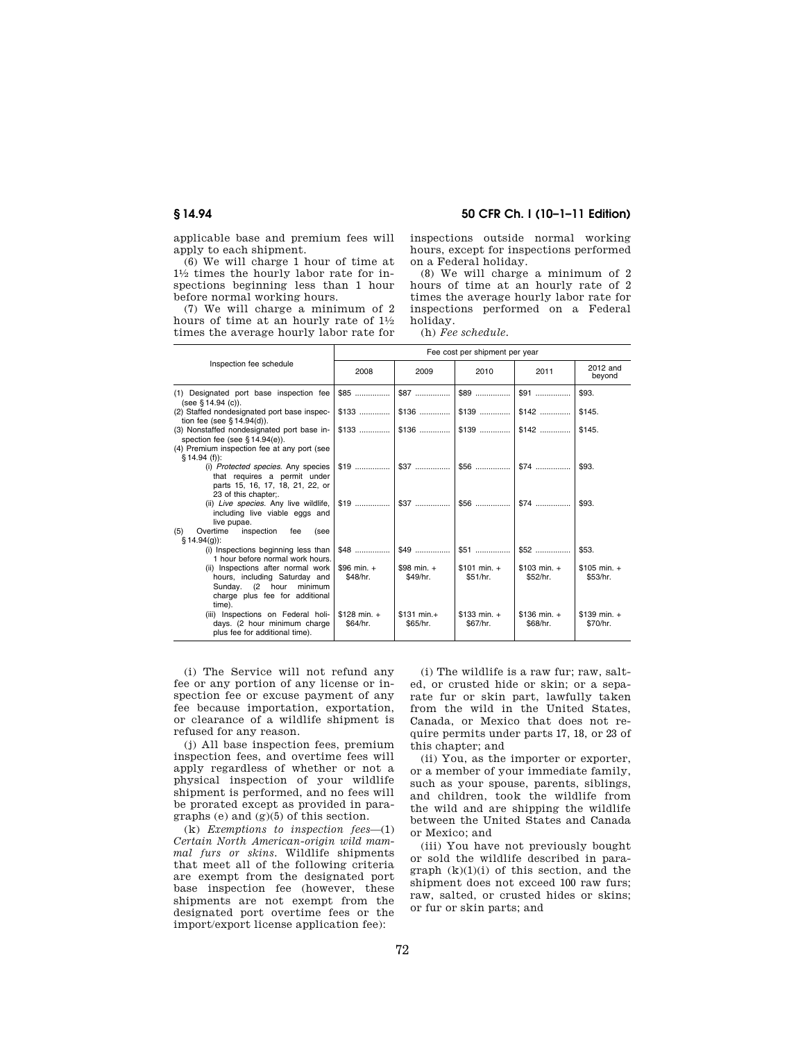applicable base and premium fees will apply to each shipment.

(6) We will charge 1 hour of time at 1½ times the hourly labor rate for inspections beginning less than 1 hour before normal working hours.

(7) We will charge a minimum of 2 hours of time at an hourly rate of 1½ times the average hourly labor rate for inspections outside normal working hours, except for inspections performed on a Federal holiday.

(8) We will charge a minimum of 2 hours of time at an hourly rate of 2 times the average hourly labor rate for inspections performed on a Federal holiday.

(h) *Fee schedule.*

| Inspection fee schedule | Fee cost per shipment per year | | | | |
|---|---|---|---|---|---|
| | 2008 | 2009 | 2010 | 2011 | 2012 and beyond |
| (1) Designated port base inspection fee (see § 14.94 (c)). | $85 | $87 | $89 | $91 | $93. |
| (2) Staffed nondesignated port base inspection fee (see § 14.94(d)). | $133 | $136 | $139 | $142 | $145. |
| (3) Nonstaffed nondesignated port base inspection fee (see § 14.94(e)). | $133 | $136 | $139 | $142 | $145. |
| (4) Premium inspection fee at any port (see § 14.94 (f)): | | | | | |
| (i) *Protected species.* Any species that requires a permit under parts 15, 16, 17, 18, 21, 22, or 23 of this chapter;. | $19 | $37 | $56 | $74 | $93. |
| (ii) *Live species.* Any live wildlife, including live viable eggs and live pupae. | $19 | $37 | $56 | $74 | $93. |
| (5) Overtime inspection fee (see § 14.94(g)): | | | | | |
| (i) Inspections beginning less than 1 hour before normal work hours. | $48 | $49 | $51 | $52 | $53. |
| (ii) Inspections after normal work hours, including Saturday and Sunday. (2 hour minimum charge plus fee for additional time). | $96 min. + $48/hr. | $98 min. + $49/hr. | $101 min. + $51/hr. | $103 min. + $52/hr. | $105 min. + $53/hr. |
| (iii) Inspections on Federal holidays. (2 hour minimum charge plus fee for additional time). | $128 min. + $64/hr. | $131 min.+ $65/hr. | $133 min. + $67/hr. | $136 min. + $68/hr. | $139 min. + $70/hr. |

(i) The Service will not refund any fee or any portion of any license or inspection fee or excuse payment of any fee because importation, exportation, or clearance of a wildlife shipment is refused for any reason.

(j) All base inspection fees, premium inspection fees, and overtime fees will apply regardless of whether or not a physical inspection of your wildlife shipment is performed, and no fees will be prorated except as provided in paragraphs (e) and (g)(5) of this section.

(k) *Exemptions to inspection fees*—(1) *Certain North American-origin wild mammal furs or skins.* Wildlife shipments that meet all of the following criteria are exempt from the designated port base inspection fee (however, these shipments are not exempt from the designated port overtime fees or the import/export license application fee):

(i) The wildlife is a raw fur; raw, salted, or crusted hide or skin; or a separate fur or skin part, lawfully taken from the wild in the United States, Canada, or Mexico that does not require permits under parts 17, 18, or 23 of this chapter; and

(ii) You, as the importer or exporter, or a member of your immediate family, such as your spouse, parents, siblings, and children, took the wildlife from the wild and are shipping the wildlife between the United States and Canada or Mexico; and

(iii) You have not previously bought or sold the wildlife described in paragraph (k)(1)(i) of this section, and the shipment does not exceed 100 raw furs; raw, salted, or crusted hides or skins; or fur or skin parts; and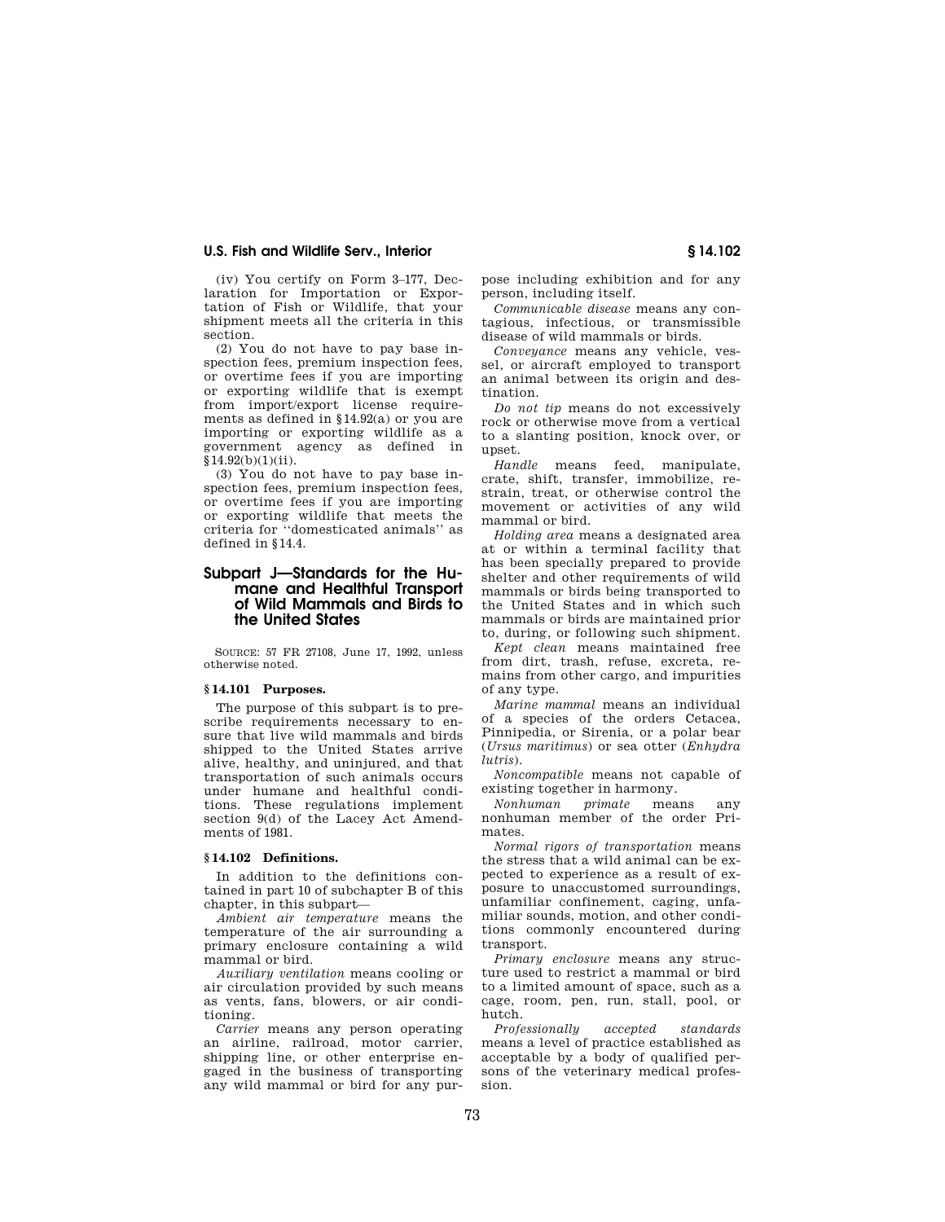(iv) You certify on Form 3–177, Declaration for Importation or Exportation of Fish or Wildlife, that your shipment meets all the criteria in this section.

(2) You do not have to pay base inspection fees, premium inspection fees, or overtime fees if you are importing or exporting wildlife that is exempt from import/export license requirements as defined in §14.92(a) or you are importing or exporting wildlife as a government agency as defined in §14.92(b)(1)(ii).

(3) You do not have to pay base inspection fees, premium inspection fees, or overtime fees if you are importing or exporting wildlife that meets the criteria for ''domesticated animals'' as defined in §14.4.

## Subpart J—Standards for the Humane and Healthful Transport of Wild Mammals and Birds to the United States

SOURCE: 57 FR 27108, June 17, 1992, unless otherwise noted.

### §14.101 Purposes.

The purpose of this subpart is to prescribe requirements necessary to ensure that live wild mammals and birds shipped to the United States arrive alive, healthy, and uninjured, and that transportation of such animals occurs under humane and healthful conditions. These regulations implement section 9(d) of the Lacey Act Amendments of 1981.

### §14.102 Definitions.

In addition to the definitions contained in part 10 of subchapter B of this chapter, in this subpart—

*Ambient air temperature* means the temperature of the air surrounding a primary enclosure containing a wild mammal or bird.

*Auxiliary ventilation* means cooling or air circulation provided by such means as vents, fans, blowers, or air conditioning.

*Carrier* means any person operating an airline, railroad, motor carrier, shipping line, or other enterprise engaged in the business of transporting any wild mammal or bird for any purpose including exhibition and for any person, including itself.

*Communicable disease* means any contagious, infectious, or transmissible disease of wild mammals or birds.

*Conveyance* means any vehicle, vessel, or aircraft employed to transport an animal between its origin and destination.

*Do not tip* means do not excessively rock or otherwise move from a vertical to a slanting position, knock over, or upset.

*Handle* means feed, manipulate, crate, shift, transfer, immobilize, restrain, treat, or otherwise control the movement or activities of any wild mammal or bird.

*Holding area* means a designated area at or within a terminal facility that has been specially prepared to provide shelter and other requirements of wild mammals or birds being transported to the United States and in which such mammals or birds are maintained prior to, during, or following such shipment.

*Kept clean* means maintained free from dirt, trash, refuse, excreta, remains from other cargo, and impurities of any type.

*Marine mammal* means an individual of a species of the orders Cetacea, Pinnipedia, or Sirenia, or a polar bear (*Ursus maritimus*) or sea otter (*Enhydra lutris*).

*Noncompatible* means not capable of existing together in harmony.

*Nonhuman primate* means any nonhuman member of the order Primates.

*Normal rigors of transportation* means the stress that a wild animal can be expected to experience as a result of exposure to unaccustomed surroundings, unfamiliar confinement, caging, unfamiliar sounds, motion, and other conditions commonly encountered during transport.

*Primary enclosure* means any structure used to restrict a mammal or bird to a limited amount of space, such as a cage, room, pen, run, stall, pool, or hutch.

*Professionally accepted standards* means a level of practice established as acceptable by a body of qualified persons of the veterinary medical profession.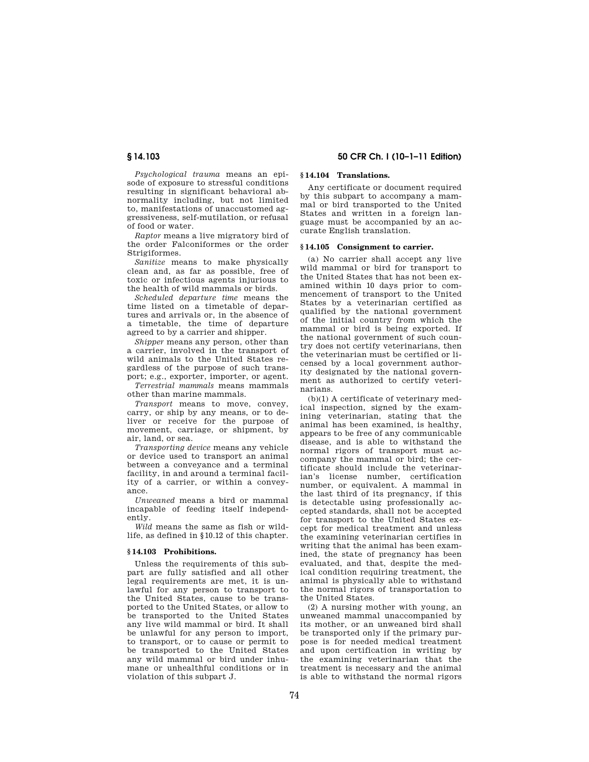*Psychological trauma* means an episode of exposure to stressful conditions resulting in significant behavioral abnormality including, but not limited to, manifestations of unaccustomed aggressiveness, self-mutilation, or refusal of food or water.

*Raptor* means a live migratory bird of the order Falconiformes or the order Strigiformes.

*Sanitize* means to make physically clean and, as far as possible, free of toxic or infectious agents injurious to the health of wild mammals or birds.

*Scheduled departure time* means the time listed on a timetable of departures and arrivals or, in the absence of a timetable, the time of departure agreed to by a carrier and shipper.

*Shipper* means any person, other than a carrier, involved in the transport of wild animals to the United States regardless of the purpose of such transport; e.g., exporter, importer, or agent.

*Terrestrial mammals* means mammals other than marine mammals.

*Transport* means to move, convey, carry, or ship by any means, or to deliver or receive for the purpose of movement, carriage, or shipment, by air, land, or sea.

*Transporting device* means any vehicle or device used to transport an animal between a conveyance and a terminal facility, in and around a terminal facility of a carrier, or within a conveyance.

*Unweaned* means a bird or mammal incapable of feeding itself independently.

*Wild* means the same as fish or wildlife, as defined in §10.12 of this chapter.

### §14.103 Prohibitions.

Unless the requirements of this subpart are fully satisfied and all other legal requirements are met, it is unlawful for any person to transport to the United States, cause to be transported to the United States, or allow to be transported to the United States any live wild mammal or bird. It shall be unlawful for any person to import, to transport, or to cause or permit to be transported to the United States any wild mammal or bird under inhumane or unhealthful conditions or in violation of this subpart J.

### §14.104 Translations.

Any certificate or document required by this subpart to accompany a mammal or bird transported to the United States and written in a foreign language must be accompanied by an accurate English translation.

### §14.105 Consignment to carrier.

(a) No carrier shall accept any live wild mammal or bird for transport to the United States that has not been examined within 10 days prior to commencement of transport to the United States by a veterinarian certified as qualified by the national government of the initial country from which the mammal or bird is being exported. If the national government of such country does not certify veterinarians, then the veterinarian must be certified or licensed by a local government authority designated by the national government as authorized to certify veterinarians.

(b)(1) A certificate of veterinary medical inspection, signed by the examining veterinarian, stating that the animal has been examined, is healthy, appears to be free of any communicable disease, and is able to withstand the normal rigors of transport must accompany the mammal or bird; the certificate should include the veterinarian's license number, certification number, or equivalent. A mammal in the last third of its pregnancy, if this is detectable using professionally accepted standards, shall not be accepted for transport to the United States except for medical treatment and unless the examining veterinarian certifies in writing that the animal has been examined, the state of pregnancy has been evaluated, and that, despite the medical condition requiring treatment, the animal is physically able to withstand the normal rigors of transportation to the United States.

(2) A nursing mother with young, an unweaned mammal unaccompanied by its mother, or an unweaned bird shall be transported only if the primary purpose is for needed medical treatment and upon certification in writing by the examining veterinarian that the treatment is necessary and the animal is able to withstand the normal rigors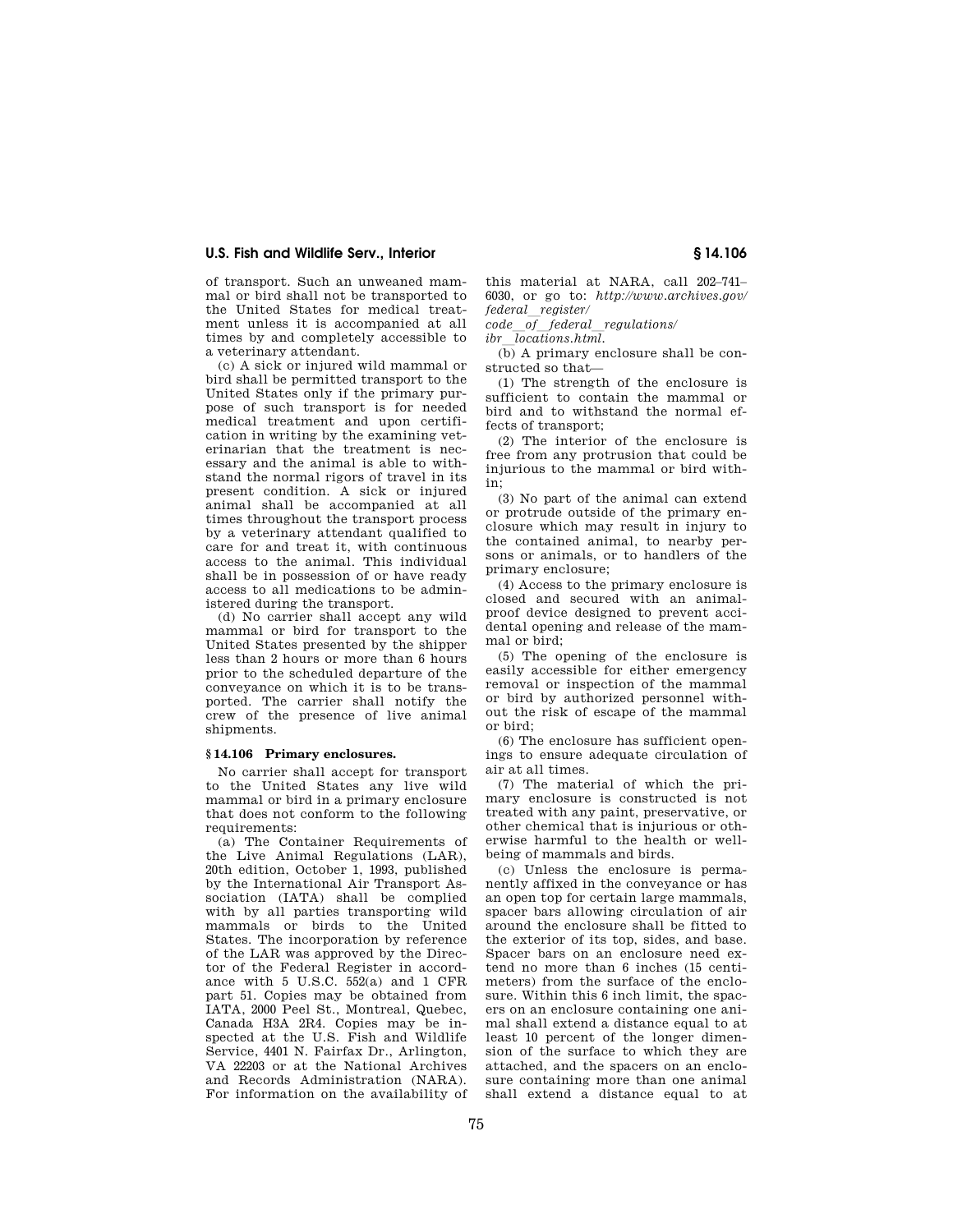of transport. Such an unweaned mammal or bird shall not be transported to the United States for medical treatment unless it is accompanied at all times by and completely accessible to a veterinary attendant.

(c) A sick or injured wild mammal or bird shall be permitted transport to the United States only if the primary purpose of such transport is for needed medical treatment and upon certification in writing by the examining veterinarian that the treatment is necessary and the animal is able to withstand the normal rigors of travel in its present condition. A sick or injured animal shall be accompanied at all times throughout the transport process by a veterinary attendant qualified to care for and treat it, with continuous access to the animal. This individual shall be in possession of or have ready access to all medications to be administered during the transport.

(d) No carrier shall accept any wild mammal or bird for transport to the United States presented by the shipper less than 2 hours or more than 6 hours prior to the scheduled departure of the conveyance on which it is to be transported. The carrier shall notify the crew of the presence of live animal shipments.

### § 14.106 Primary enclosures.

No carrier shall accept for transport to the United States any live wild mammal or bird in a primary enclosure that does not conform to the following requirements:

(a) The Container Requirements of the Live Animal Regulations (LAR), 20th edition, October 1, 1993, published by the International Air Transport Association (IATA) shall be complied with by all parties transporting wild mammals or birds to the United States. The incorporation by reference of the LAR was approved by the Director of the Federal Register in accordance with 5 U.S.C. 552(a) and 1 CFR part 51. Copies may be obtained from IATA, 2000 Peel St., Montreal, Quebec, Canada H3A 2R4. Copies may be inspected at the U.S. Fish and Wildlife Service, 4401 N. Fairfax Dr., Arlington, VA 22203 or at the National Archives and Records Administration (NARA). For information on the availability of this material at NARA, call 202–741–6030, or go to: *http://www.archives.gov/federal_register/code_of_federal_regulations/ibr_locations.html.*

(b) A primary enclosure shall be constructed so that—

(1) The strength of the enclosure is sufficient to contain the mammal or bird and to withstand the normal effects of transport;

(2) The interior of the enclosure is free from any protrusion that could be injurious to the mammal or bird within;

(3) No part of the animal can extend or protrude outside of the primary enclosure which may result in injury to the contained animal, to nearby persons or animals, or to handlers of the primary enclosure;

(4) Access to the primary enclosure is closed and secured with an animal-proof device designed to prevent accidental opening and release of the mammal or bird;

(5) The opening of the enclosure is easily accessible for either emergency removal or inspection of the mammal or bird by authorized personnel without the risk of escape of the mammal or bird;

(6) The enclosure has sufficient openings to ensure adequate circulation of air at all times.

(7) The material of which the primary enclosure is constructed is not treated with any paint, preservative, or other chemical that is injurious or otherwise harmful to the health or well-being of mammals and birds.

(c) Unless the enclosure is permanently affixed in the conveyance or has an open top for certain large mammals, spacer bars allowing circulation of air around the enclosure shall be fitted to the exterior of its top, sides, and base. Spacer bars on an enclosure need extend no more than 6 inches (15 centimeters) from the surface of the enclosure. Within this 6 inch limit, the spacers on an enclosure containing one animal shall extend a distance equal to at least 10 percent of the longer dimension of the surface to which they are attached, and the spacers on an enclosure containing more than one animal shall extend a distance equal to at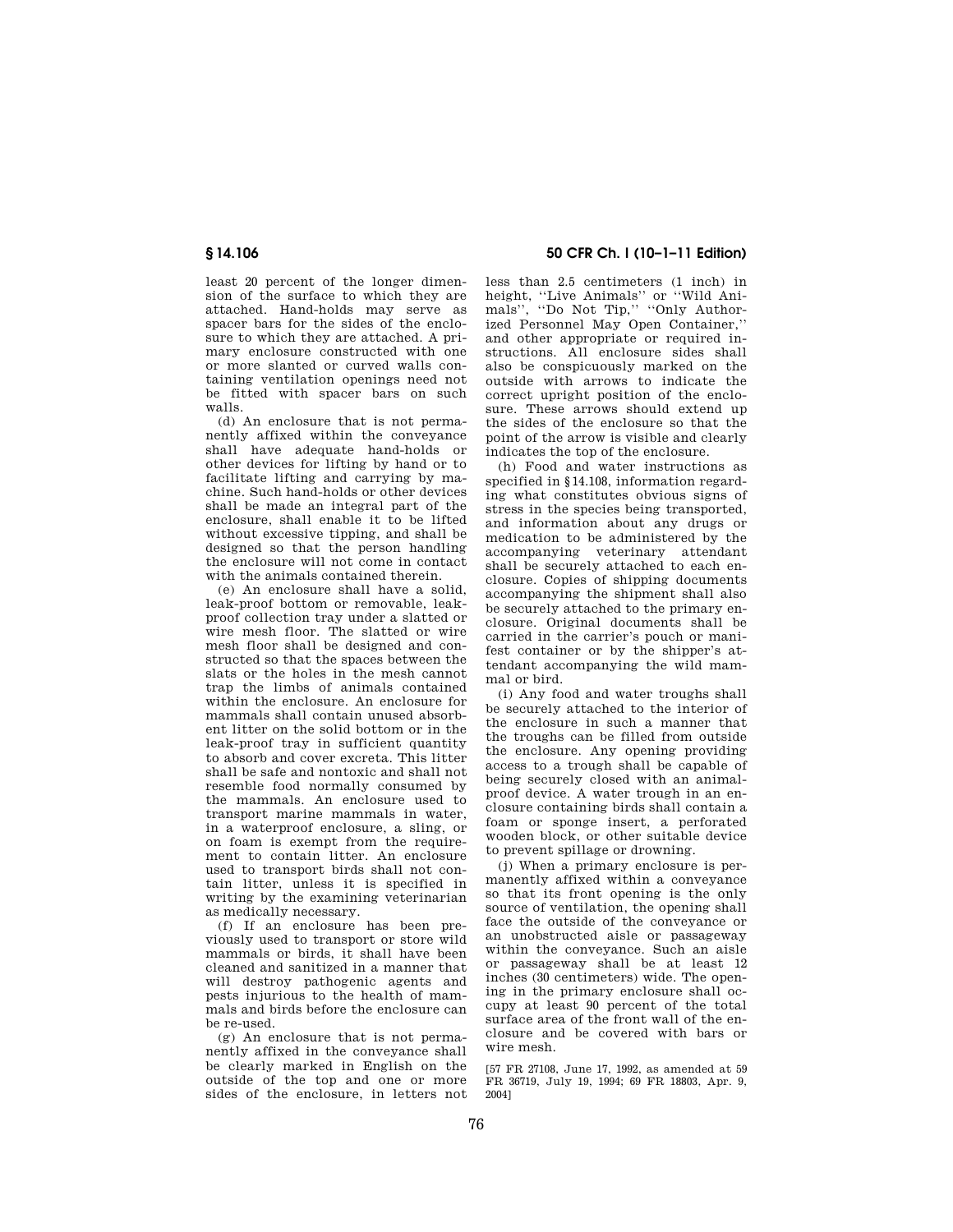least 20 percent of the longer dimension of the surface to which they are attached. Hand-holds may serve as spacer bars for the sides of the enclosure to which they are attached. A primary enclosure constructed with one or more slanted or curved walls containing ventilation openings need not be fitted with spacer bars on such walls.

(d) An enclosure that is not permanently affixed within the conveyance shall have adequate hand-holds or other devices for lifting by hand or to facilitate lifting and carrying by machine. Such hand-holds or other devices shall be made an integral part of the enclosure, shall enable it to be lifted without excessive tipping, and shall be designed so that the person handling the enclosure will not come in contact with the animals contained therein.

(e) An enclosure shall have a solid, leak-proof bottom or removable, leak-proof collection tray under a slatted or wire mesh floor. The slatted or wire mesh floor shall be designed and constructed so that the spaces between the slats or the holes in the mesh cannot trap the limbs of animals contained within the enclosure. An enclosure for mammals shall contain unused absorbent litter on the solid bottom or in the leak-proof tray in sufficient quantity to absorb and cover excreta. This litter shall be safe and nontoxic and shall not resemble food normally consumed by the mammals. An enclosure used to transport marine mammals in water, in a waterproof enclosure, a sling, or on foam is exempt from the requirement to contain litter. An enclosure used to transport birds shall not contain litter, unless it is specified in writing by the examining veterinarian as medically necessary.

(f) If an enclosure has been previously used to transport or store wild mammals or birds, it shall have been cleaned and sanitized in a manner that will destroy pathogenic agents and pests injurious to the health of mammals and birds before the enclosure can be re-used.

(g) An enclosure that is not permanently affixed in the conveyance shall be clearly marked in English on the outside of the top and one or more sides of the enclosure, in letters not less than 2.5 centimeters (1 inch) in height, ''Live Animals'' or ''Wild Animals'', ''Do Not Tip,'' ''Only Authorized Personnel May Open Container,'' and other appropriate or required instructions. All enclosure sides shall also be conspicuously marked on the outside with arrows to indicate the correct upright position of the enclosure. These arrows should extend up the sides of the enclosure so that the point of the arrow is visible and clearly indicates the top of the enclosure.

(h) Food and water instructions as specified in §14.108, information regarding what constitutes obvious signs of stress in the species being transported, and information about any drugs or medication to be administered by the accompanying veterinary attendant shall be securely attached to each enclosure. Copies of shipping documents accompanying the shipment shall also be securely attached to the primary enclosure. Original documents shall be carried in the carrier's pouch or manifest container or by the shipper's attendant accompanying the wild mammal or bird.

(i) Any food and water troughs shall be securely attached to the interior of the enclosure in such a manner that the troughs can be filled from outside the enclosure. Any opening providing access to a trough shall be capable of being securely closed with an animal-proof device. A water trough in an enclosure containing birds shall contain a foam or sponge insert, a perforated wooden block, or other suitable device to prevent spillage or drowning.

(j) When a primary enclosure is permanently affixed within a conveyance so that its front opening is the only source of ventilation, the opening shall face the outside of the conveyance or an unobstructed aisle or passageway within the conveyance. Such an aisle or passageway shall be at least 12 inches (30 centimeters) wide. The opening in the primary enclosure shall occupy at least 90 percent of the total surface area of the front wall of the enclosure and be covered with bars or wire mesh.

[57 FR 27108, June 17, 1992, as amended at 59 FR 36719, July 19, 1994; 69 FR 18803, Apr. 9, 2004]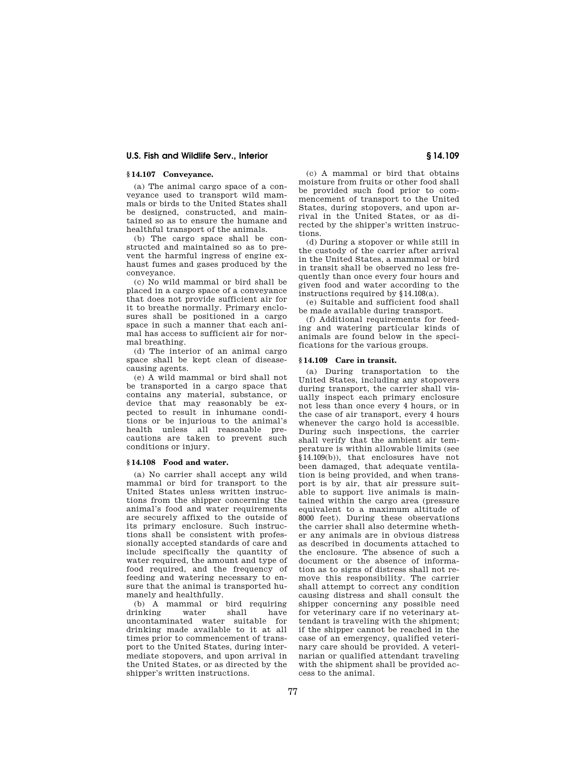## § 14.107 Conveyance.

(a) The animal cargo space of a conveyance used to transport wild mammals or birds to the United States shall be designed, constructed, and maintained so as to ensure the humane and healthful transport of the animals.

(b) The cargo space shall be constructed and maintained so as to prevent the harmful ingress of engine exhaust fumes and gases produced by the conveyance.

(c) No wild mammal or bird shall be placed in a cargo space of a conveyance that does not provide sufficient air for it to breathe normally. Primary enclosures shall be positioned in a cargo space in such a manner that each animal has access to sufficient air for normal breathing.

(d) The interior of an animal cargo space shall be kept clean of disease-causing agents.

(e) A wild mammal or bird shall not be transported in a cargo space that contains any material, substance, or device that may reasonably be expected to result in inhumane conditions or be injurious to the animal's health unless all reasonable precautions are taken to prevent such conditions or injury.

## § 14.108 Food and water.

(a) No carrier shall accept any wild mammal or bird for transport to the United States unless written instructions from the shipper concerning the animal's food and water requirements are securely affixed to the outside of its primary enclosure. Such instructions shall be consistent with professionally accepted standards of care and include specifically the quantity of water required, the amount and type of food required, and the frequency of feeding and watering necessary to ensure that the animal is transported humanely and healthfully.

(b) A mammal or bird requiring drinking water shall have uncontaminated water suitable for drinking made available to it at all times prior to commencement of transport to the United States, during intermediate stopovers, and upon arrival in the United States, or as directed by the shipper's written instructions.

(c) A mammal or bird that obtains moisture from fruits or other food shall be provided such food prior to commencement of transport to the United States, during stopovers, and upon arrival in the United States, or as directed by the shipper's written instructions.

(d) During a stopover or while still in the custody of the carrier after arrival in the United States, a mammal or bird in transit shall be observed no less frequently than once every four hours and given food and water according to the instructions required by §14.108(a).

(e) Suitable and sufficient food shall be made available during transport.

(f) Additional requirements for feeding and watering particular kinds of animals are found below in the specifications for the various groups.

## § 14.109 Care in transit.

(a) During transportation to the United States, including any stopovers during transport, the carrier shall visually inspect each primary enclosure not less than once every 4 hours, or in the case of air transport, every 4 hours whenever the cargo hold is accessible. During such inspections, the carrier shall verify that the ambient air temperature is within allowable limits (see §14.109(b)), that enclosures have not been damaged, that adequate ventilation is being provided, and when transport is by air, that air pressure suitable to support live animals is maintained within the cargo area (pressure equivalent to a maximum altitude of 8000 feet). During these observations the carrier shall also determine whether any animals are in obvious distress as described in documents attached to the enclosure. The absence of such a document or the absence of information as to signs of distress shall not remove this responsibility. The carrier shall attempt to correct any condition causing distress and shall consult the shipper concerning any possible need for veterinary care if no veterinary attendant is traveling with the shipment; if the shipper cannot be reached in the case of an emergency, qualified veterinary care should be provided. A veterinarian or qualified attendant traveling with the shipment shall be provided access to the animal.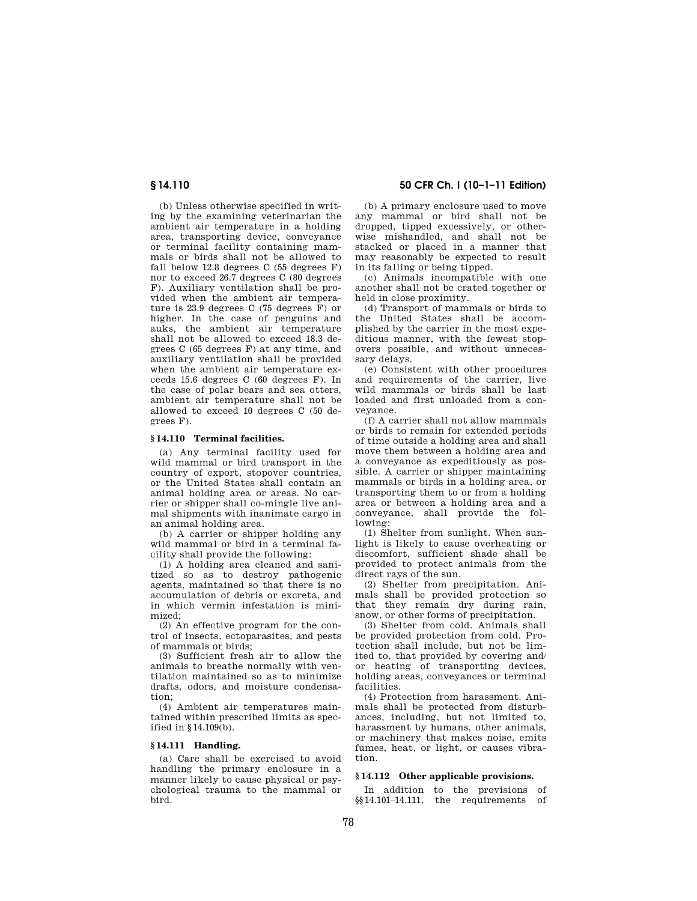(b) Unless otherwise specified in writing by the examining veterinarian the ambient air temperature in a holding area, transporting device, conveyance or terminal facility containing mammals or birds shall not be allowed to fall below 12.8 degrees C (55 degrees F) nor to exceed 26.7 degrees C (80 degrees F). Auxiliary ventilation shall be provided when the ambient air temperature is 23.9 degrees C (75 degrees F) or higher. In the case of penguins and auks, the ambient air temperature shall not be allowed to exceed 18.3 degrees C (65 degrees F) at any time, and auxiliary ventilation shall be provided when the ambient air temperature exceeds 15.6 degrees C (60 degrees F). In the case of polar bears and sea otters, ambient air temperature shall not be allowed to exceed 10 degrees C (50 degrees F).

### § 14.110 Terminal facilities.

(a) Any terminal facility used for wild mammal or bird transport in the country of export, stopover countries, or the United States shall contain an animal holding area or areas. No carrier or shipper shall co-mingle live animal shipments with inanimate cargo in an animal holding area.

(b) A carrier or shipper holding any wild mammal or bird in a terminal facility shall provide the following:

(1) A holding area cleaned and sanitized so as to destroy pathogenic agents, maintained so that there is no accumulation of debris or excreta, and in which vermin infestation is minimized;

(2) An effective program for the control of insects, ectoparasites, and pests of mammals or birds;

(3) Sufficient fresh air to allow the animals to breathe normally with ventilation maintained so as to minimize drafts, odors, and moisture condensation;

(4) Ambient air temperatures maintained within prescribed limits as specified in § 14.109(b).

### § 14.111 Handling.

(a) Care shall be exercised to avoid handling the primary enclosure in a manner likely to cause physical or psychological trauma to the mammal or bird.

(b) A primary enclosure used to move any mammal or bird shall not be dropped, tipped excessively, or otherwise mishandled, and shall not be stacked or placed in a manner that may reasonably be expected to result in its falling or being tipped.

(c) Animals incompatible with one another shall not be crated together or held in close proximity.

(d) Transport of mammals or birds to the United States shall be accomplished by the carrier in the most expeditious manner, with the fewest stopovers possible, and without unnecessary delays.

(e) Consistent with other procedures and requirements of the carrier, live wild mammals or birds shall be last loaded and first unloaded from a conveyance.

(f) A carrier shall not allow mammals or birds to remain for extended periods of time outside a holding area and shall move them between a holding area and a conveyance as expeditiously as possible. A carrier or shipper maintaining mammals or birds in a holding area, or transporting them to or from a holding area or between a holding area and a conveyance, shall provide the following:

(1) Shelter from sunlight. When sunlight is likely to cause overheating or discomfort, sufficient shade shall be provided to protect animals from the direct rays of the sun.

(2) Shelter from precipitation. Animals shall be provided protection so that they remain dry during rain, snow, or other forms of precipitation.

(3) Shelter from cold. Animals shall be provided protection from cold. Protection shall include, but not be limited to, that provided by covering and/or heating of transporting devices, holding areas, conveyances or terminal facilities.

(4) Protection from harassment. Animals shall be protected from disturbances, including, but not limited to, harassment by humans, other animals, or machinery that makes noise, emits fumes, heat, or light, or causes vibration.

### § 14.112 Other applicable provisions.

In addition to the provisions of §§ 14.101–14.111, the requirements of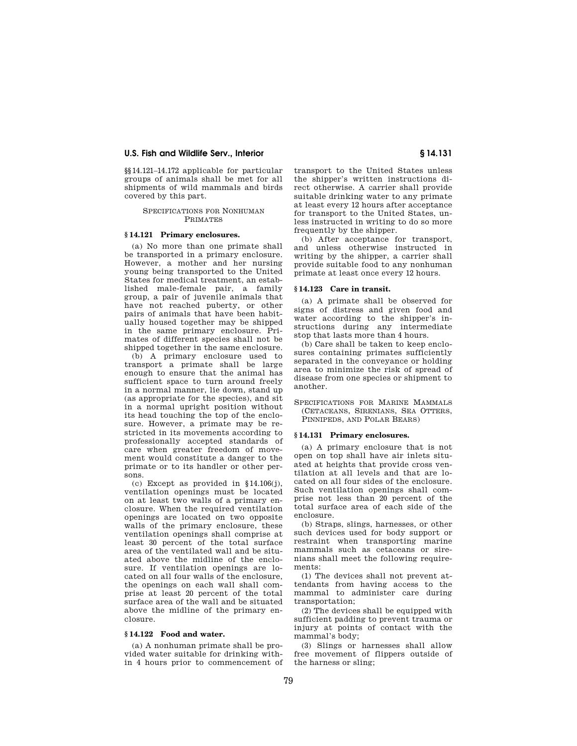§§ 14.121–14.172 applicable for particular groups of animals shall be met for all shipments of wild mammals and birds covered by this part.

SPECIFICATIONS FOR NONHUMAN PRIMATES

### § 14.121 Primary enclosures.

(a) No more than one primate shall be transported in a primary enclosure. However, a mother and her nursing young being transported to the United States for medical treatment, an established male-female pair, a family group, a pair of juvenile animals that have not reached puberty, or other pairs of animals that have been habitually housed together may be shipped in the same primary enclosure. Primates of different species shall not be shipped together in the same enclosure.

(b) A primary enclosure used to transport a primate shall be large enough to ensure that the animal has sufficient space to turn around freely in a normal manner, lie down, stand up (as appropriate for the species), and sit in a normal upright position without its head touching the top of the enclosure. However, a primate may be restricted in its movements according to professionally accepted standards of care when greater freedom of movement would constitute a danger to the primate or to its handler or other persons.

(c) Except as provided in § 14.106(j), ventilation openings must be located on at least two walls of a primary enclosure. When the required ventilation openings are located on two opposite walls of the primary enclosure, these ventilation openings shall comprise at least 30 percent of the total surface area of the ventilated wall and be situated above the midline of the enclosure. If ventilation openings are located on all four walls of the enclosure, the openings on each wall shall comprise at least 20 percent of the total surface area of the wall and be situated above the midline of the primary enclosure.

### § 14.122 Food and water.

(a) A nonhuman primate shall be provided water suitable for drinking within 4 hours prior to commencement of transport to the United States unless the shipper's written instructions direct otherwise. A carrier shall provide suitable drinking water to any primate at least every 12 hours after acceptance for transport to the United States, unless instructed in writing to do so more frequently by the shipper.

(b) After acceptance for transport, and unless otherwise instructed in writing by the shipper, a carrier shall provide suitable food to any nonhuman primate at least once every 12 hours.

### § 14.123 Care in transit.

(a) A primate shall be observed for signs of distress and given food and water according to the shipper's instructions during any intermediate stop that lasts more than 4 hours.

(b) Care shall be taken to keep enclosures containing primates sufficiently separated in the conveyance or holding area to minimize the risk of spread of disease from one species or shipment to another.

SPECIFICATIONS FOR MARINE MAMMALS (CETACEANS, SIRENIANS, SEA OTTERS, PINNIPEDS, AND POLAR BEARS)

### § 14.131 Primary enclosures.

(a) A primary enclosure that is not open on top shall have air inlets situated at heights that provide cross ventilation at all levels and that are located on all four sides of the enclosure. Such ventilation openings shall comprise not less than 20 percent of the total surface area of each side of the enclosure.

(b) Straps, slings, harnesses, or other such devices used for body support or restraint when transporting marine mammals such as cetaceans or sirenians shall meet the following requirements:

(1) The devices shall not prevent attendants from having access to the mammal to administer care during transportation;

(2) The devices shall be equipped with sufficient padding to prevent trauma or injury at points of contact with the mammal's body;

(3) Slings or harnesses shall allow free movement of flippers outside of the harness or sling;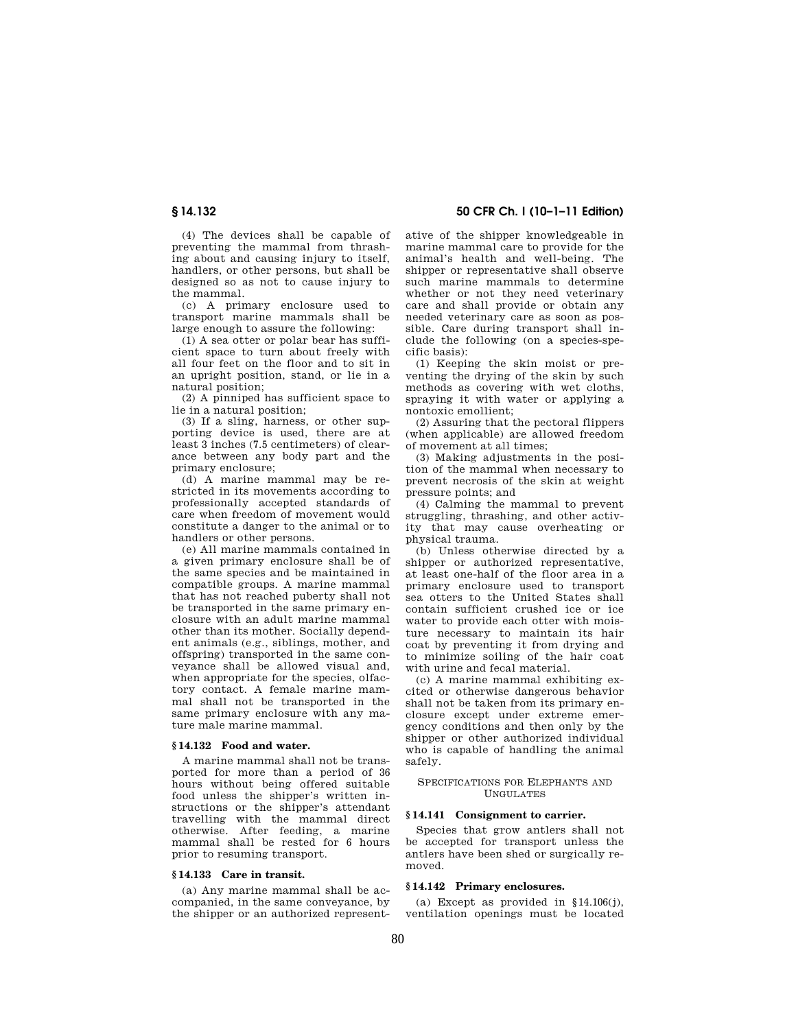(4) The devices shall be capable of preventing the mammal from thrashing about and causing injury to itself, handlers, or other persons, but shall be designed so as not to cause injury to the mammal.

(c) A primary enclosure used to transport marine mammals shall be large enough to assure the following:

(1) A sea otter or polar bear has sufficient space to turn about freely with all four feet on the floor and to sit in an upright position, stand, or lie in a natural position;

(2) A pinniped has sufficient space to lie in a natural position;

(3) If a sling, harness, or other supporting device is used, there are at least 3 inches (7.5 centimeters) of clearance between any body part and the primary enclosure;

(d) A marine mammal may be restricted in its movements according to professionally accepted standards of care when freedom of movement would constitute a danger to the animal or to handlers or other persons.

(e) All marine mammals contained in a given primary enclosure shall be of the same species and be maintained in compatible groups. A marine mammal that has not reached puberty shall not be transported in the same primary enclosure with an adult marine mammal other than its mother. Socially dependent animals (e.g., siblings, mother, and offspring) transported in the same conveyance shall be allowed visual and, when appropriate for the species, olfactory contact. A female marine mammal shall not be transported in the same primary enclosure with any mature male marine mammal.

### § 14.132 Food and water.

A marine mammal shall not be transported for more than a period of 36 hours without being offered suitable food unless the shipper's written instructions or the shipper's attendant travelling with the mammal direct otherwise. After feeding, a marine mammal shall be rested for 6 hours prior to resuming transport.

### § 14.133 Care in transit.

(a) Any marine mammal shall be accompanied, in the same conveyance, by the shipper or an authorized representative of the shipper knowledgeable in marine mammal care to provide for the animal's health and well-being. The shipper or representative shall observe such marine mammals to determine whether or not they need veterinary care and shall provide or obtain any needed veterinary care as soon as possible. Care during transport shall include the following (on a species-specific basis):

(1) Keeping the skin moist or preventing the drying of the skin by such methods as covering with wet cloths, spraying it with water or applying a nontoxic emollient;

(2) Assuring that the pectoral flippers (when applicable) are allowed freedom of movement at all times;

(3) Making adjustments in the position of the mammal when necessary to prevent necrosis of the skin at weight pressure points; and

(4) Calming the mammal to prevent struggling, thrashing, and other activity that may cause overheating or physical trauma.

(b) Unless otherwise directed by a shipper or authorized representative, at least one-half of the floor area in a primary enclosure used to transport sea otters to the United States shall contain sufficient crushed ice or ice water to provide each otter with moisture necessary to maintain its hair coat by preventing it from drying and to minimize soiling of the hair coat with urine and fecal material.

(c) A marine mammal exhibiting excited or otherwise dangerous behavior shall not be taken from its primary enclosure except under extreme emergency conditions and then only by the shipper or other authorized individual who is capable of handling the animal safely.

## SPECIFICATIONS FOR ELEPHANTS AND UNGULATES

### § 14.141 Consignment to carrier.

Species that grow antlers shall not be accepted for transport unless the antlers have been shed or surgically removed.

### § 14.142 Primary enclosures.

(a) Except as provided in §14.106(j), ventilation openings must be located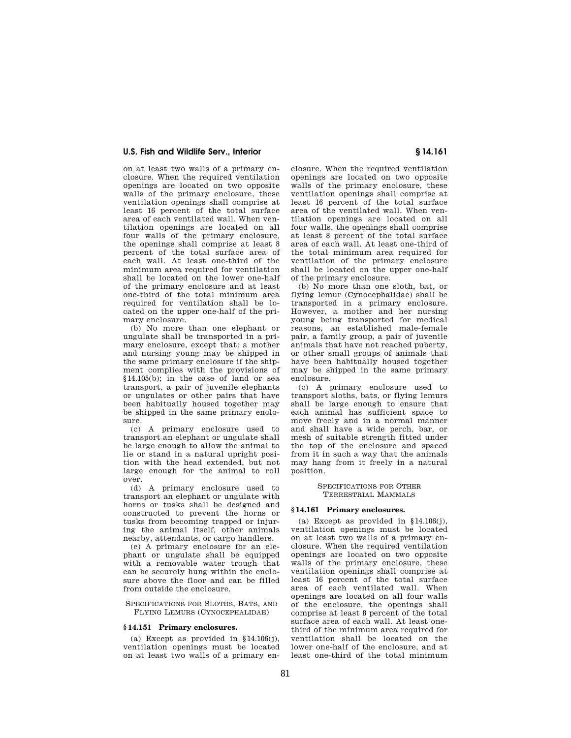on at least two walls of a primary enclosure. When the required ventilation openings are located on two opposite walls of the primary enclosure, these ventilation openings shall comprise at least 16 percent of the total surface area of each ventilated wall. When ventilation openings are located on all four walls of the primary enclosure, the openings shall comprise at least 8 percent of the total surface area of each wall. At least one-third of the minimum area required for ventilation shall be located on the lower one-half of the primary enclosure and at least one-third of the total minimum area required for ventilation shall be located on the upper one-half of the primary enclosure.

(b) No more than one elephant or ungulate shall be transported in a primary enclosure, except that: a mother and nursing young may be shipped in the same primary enclosure if the shipment complies with the provisions of §14.105(b); in the case of land or sea transport, a pair of juvenile elephants or ungulates or other pairs that have been habitually housed together may be shipped in the same primary enclosure.

(c) A primary enclosure used to transport an elephant or ungulate shall be large enough to allow the animal to lie or stand in a natural upright position with the head extended, but not large enough for the animal to roll over.

(d) A primary enclosure used to transport an elephant or ungulate with horns or tusks shall be designed and constructed to prevent the horns or tusks from becoming trapped or injuring the animal itself, other animals nearby, attendants, or cargo handlers.

(e) A primary enclosure for an elephant or ungulate shall be equipped with a removable water trough that can be securely hung within the enclosure above the floor and can be filled from outside the enclosure.

## SPECIFICATIONS FOR SLOTHS, BATS, AND FLYING LEMURS (CYNOCEPHALIDAE)

### § 14.151 Primary enclosures.

(a) Except as provided in §14.106(j), ventilation openings must be located on at least two walls of a primary enclosure. When the required ventilation openings are located on two opposite walls of the primary enclosure, these ventilation openings shall comprise at least 16 percent of the total surface area of the ventilated wall. When ventilation openings are located on all four walls, the openings shall comprise at least 8 percent of the total surface area of each wall. At least one-third of the total minimum area required for ventilation of the primary enclosure shall be located on the upper one-half of the primary enclosure.

(b) No more than one sloth, bat, or flying lemur (Cynocephalidae) shall be transported in a primary enclosure. However, a mother and her nursing young being transported for medical reasons, an established male-female pair, a family group, a pair of juvenile animals that have not reached puberty, or other small groups of animals that have been habitually housed together may be shipped in the same primary enclosure.

(c) A primary enclosure used to transport sloths, bats, or flying lemurs shall be large enough to ensure that each animal has sufficient space to move freely and in a normal manner and shall have a wide perch, bar, or mesh of suitable strength fitted under the top of the enclosure and spaced from it in such a way that the animals may hang from it freely in a natural position.

## SPECIFICATIONS FOR OTHER TERRESTRIAL MAMMALS

### § 14.161 Primary enclosures.

(a) Except as provided in §14.106(j), ventilation openings must be located on at least two walls of a primary enclosure. When the required ventilation openings are located on two opposite walls of the primary enclosure, these ventilation openings shall comprise at least 16 percent of the total surface area of each ventilated wall. When openings are located on all four walls of the enclosure, the openings shall comprise at least 8 percent of the total surface area of each wall. At least one-third of the minimum area required for ventilation shall be located on the lower one-half of the enclosure, and at least one-third of the total minimum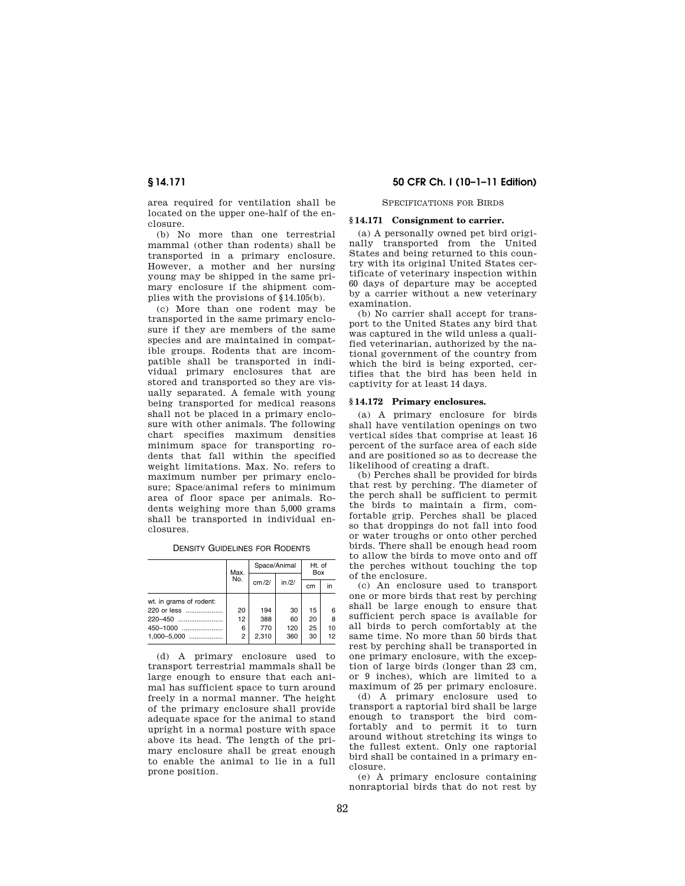area required for ventilation shall be located on the upper one-half of the enclosure.

(b) No more than one terrestrial mammal (other than rodents) shall be transported in a primary enclosure. However, a mother and her nursing young may be shipped in the same primary enclosure if the shipment complies with the provisions of §14.105(b).

(c) More than one rodent may be transported in the same primary enclosure if they are members of the same species and are maintained in compatible groups. Rodents that are incompatible shall be transported in individual primary enclosures that are stored and transported so they are visually separated. A female with young being transported for medical reasons shall not be placed in a primary enclosure with other animals. The following chart specifies maximum densities minimum space for transporting rodents that fall within the specified weight limitations. Max. No. refers to maximum number per primary enclosure; Space/animal refers to minimum area of floor space per animals. Rodents weighing more than 5,000 grams shall be transported in individual enclosures.

DENSITY GUIDELINES FOR RODENTS

| | Max. No. | Space/Animal | | Ht. of Box | |
|---|---|---|---|---|---|
| | | cm/2/ | in/2/ | cm | in |
| wt. in grams of rodent: | | | | | |
| 220 or less | 20 | 194 | 30 | 15 | 6 |
| 220–450 | 12 | 388 | 60 | 20 | 8 |
| 450–1000 | 6 | 770 | 120 | 25 | 10 |
| 1,000–5,000 | 2 | 2,310 | 360 | 30 | 12 |

(d) A primary enclosure used to transport terrestrial mammals shall be large enough to ensure that each animal has sufficient space to turn around freely in a normal manner. The height of the primary enclosure shall provide adequate space for the animal to stand upright in a normal posture with space above its head. The length of the primary enclosure shall be great enough to enable the animal to lie in a full prone position.

SPECIFICATIONS FOR BIRDS

### §14.171 Consignment to carrier.

(a) A personally owned pet bird originally transported from the United States and being returned to this country with its original United States certificate of veterinary inspection within 60 days of departure may be accepted by a carrier without a new veterinary examination.

(b) No carrier shall accept for transport to the United States any bird that was captured in the wild unless a qualified veterinarian, authorized by the national government of the country from which the bird is being exported, certifies that the bird has been held in captivity for at least 14 days.

### §14.172 Primary enclosures.

(a) A primary enclosure for birds shall have ventilation openings on two vertical sides that comprise at least 16 percent of the surface area of each side and are positioned so as to decrease the likelihood of creating a draft.

(b) Perches shall be provided for birds that rest by perching. The diameter of the perch shall be sufficient to permit the birds to maintain a firm, comfortable grip. Perches shall be placed so that droppings do not fall into food or water troughs or onto other perched birds. There shall be enough head room to allow the birds to move onto and off the perches without touching the top of the enclosure.

(c) An enclosure used to transport one or more birds that rest by perching shall be large enough to ensure that sufficient perch space is available for all birds to perch comfortably at the same time. No more than 50 birds that rest by perching shall be transported in one primary enclosure, with the exception of large birds (longer than 23 cm, or 9 inches), which are limited to a maximum of 25 per primary enclosure.

(d) A primary enclosure used to transport a raptorial bird shall be large enough to transport the bird comfortably and to permit it to turn around without stretching its wings to the fullest extent. Only one raptorial bird shall be contained in a primary enclosure.

(e) A primary enclosure containing nonraptorial birds that do not rest by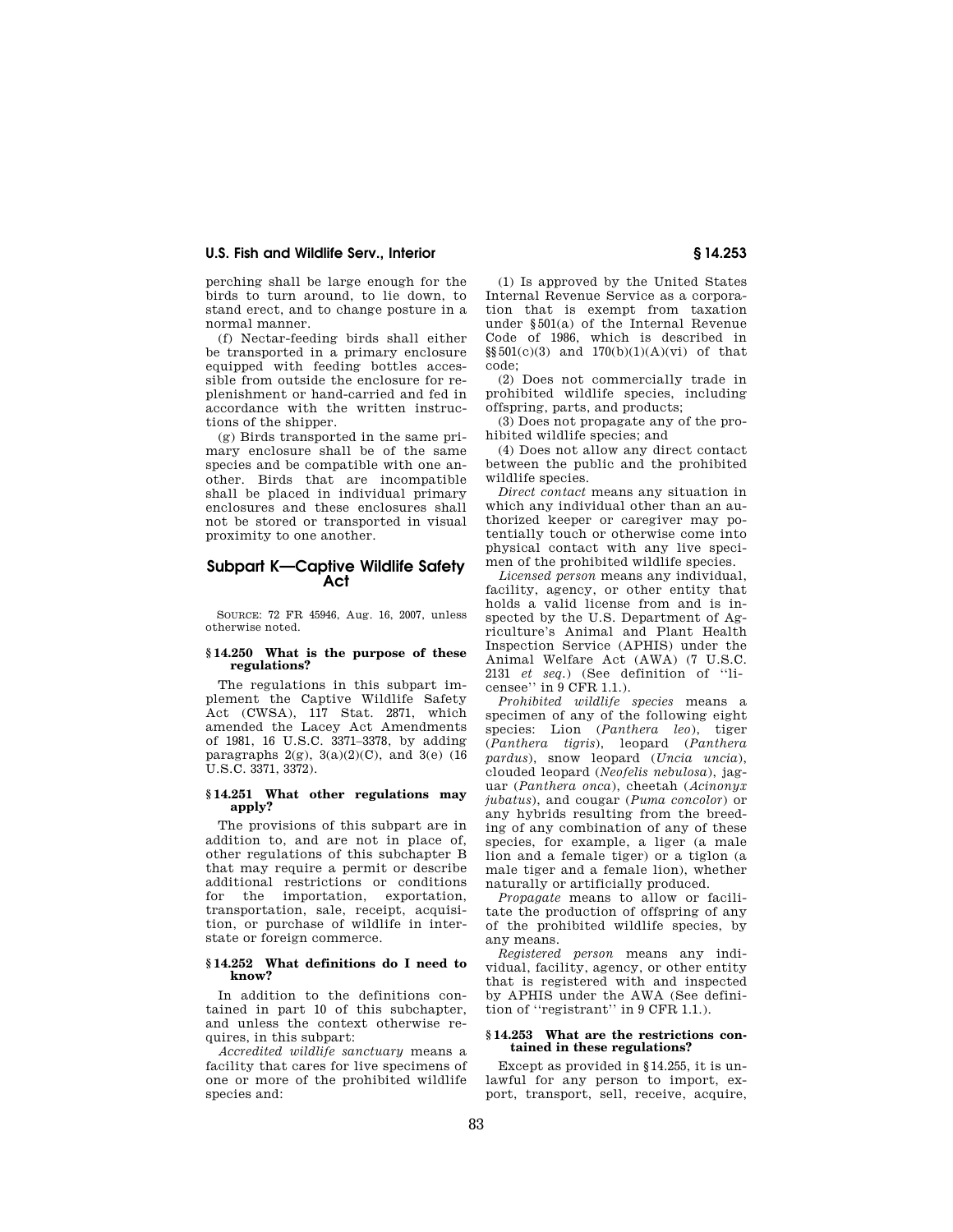perching shall be large enough for the birds to turn around, to lie down, to stand erect, and to change posture in a normal manner.

(f) Nectar-feeding birds shall either be transported in a primary enclosure equipped with feeding bottles accessible from outside the enclosure for replenishment or hand-carried and fed in accordance with the written instructions of the shipper.

(g) Birds transported in the same primary enclosure shall be of the same species and be compatible with one another. Birds that are incompatible shall be placed in individual primary enclosures and these enclosures shall not be stored or transported in visual proximity to one another.

## Subpart K—Captive Wildlife Safety Act

SOURCE: 72 FR 45946, Aug. 16, 2007, unless otherwise noted.

### § 14.250 What is the purpose of these regulations?

The regulations in this subpart implement the Captive Wildlife Safety Act (CWSA), 117 Stat. 2871, which amended the Lacey Act Amendments of 1981, 16 U.S.C. 3371–3378, by adding paragraphs 2(g), 3(a)(2)(C), and 3(e) (16 U.S.C. 3371, 3372).

### § 14.251 What other regulations may apply?

The provisions of this subpart are in addition to, and are not in place of, other regulations of this subchapter B that may require a permit or describe additional restrictions or conditions for the importation, exportation, transportation, sale, receipt, acquisition, or purchase of wildlife in interstate or foreign commerce.

### § 14.252 What definitions do I need to know?

In addition to the definitions contained in part 10 of this subchapter, and unless the context otherwise requires, in this subpart:

*Accredited wildlife sanctuary* means a facility that cares for live specimens of one or more of the prohibited wildlife species and:

(1) Is approved by the United States Internal Revenue Service as a corporation that is exempt from taxation under §501(a) of the Internal Revenue Code of 1986, which is described in §§501(c)(3) and 170(b)(1)(A)(vi) of that code;

(2) Does not commercially trade in prohibited wildlife species, including offspring, parts, and products;

(3) Does not propagate any of the prohibited wildlife species; and

(4) Does not allow any direct contact between the public and the prohibited wildlife species.

*Direct contact* means any situation in which any individual other than an authorized keeper or caregiver may potentially touch or otherwise come into physical contact with any live specimen of the prohibited wildlife species.

*Licensed person* means any individual, facility, agency, or other entity that holds a valid license from and is inspected by the U.S. Department of Agriculture's Animal and Plant Health Inspection Service (APHIS) under the Animal Welfare Act (AWA) (7 U.S.C. 2131 *et seq.*) (See definition of "licensee" in 9 CFR 1.1.).

*Prohibited wildlife species* means a specimen of any of the following eight species: Lion (*Panthera leo*), tiger (*Panthera tigris*), leopard (*Panthera pardus*), snow leopard (*Uncia uncia*), clouded leopard (*Neofelis nebulosa*), jaguar (*Panthera onca*), cheetah (*Acinonyx jubatus*), and cougar (*Puma concolor*) or any hybrids resulting from the breeding of any combination of any of these species, for example, a liger (a male lion and a female tiger) or a tiglon (a male tiger and a female lion), whether naturally or artificially produced.

*Propagate* means to allow or facilitate the production of offspring of any of the prohibited wildlife species, by any means.

*Registered person* means any individual, facility, agency, or other entity that is registered with and inspected by APHIS under the AWA (See definition of "registrant" in 9 CFR 1.1.).

### § 14.253 What are the restrictions contained in these regulations?

Except as provided in §14.255, it is unlawful for any person to import, export, transport, sell, receive, acquire,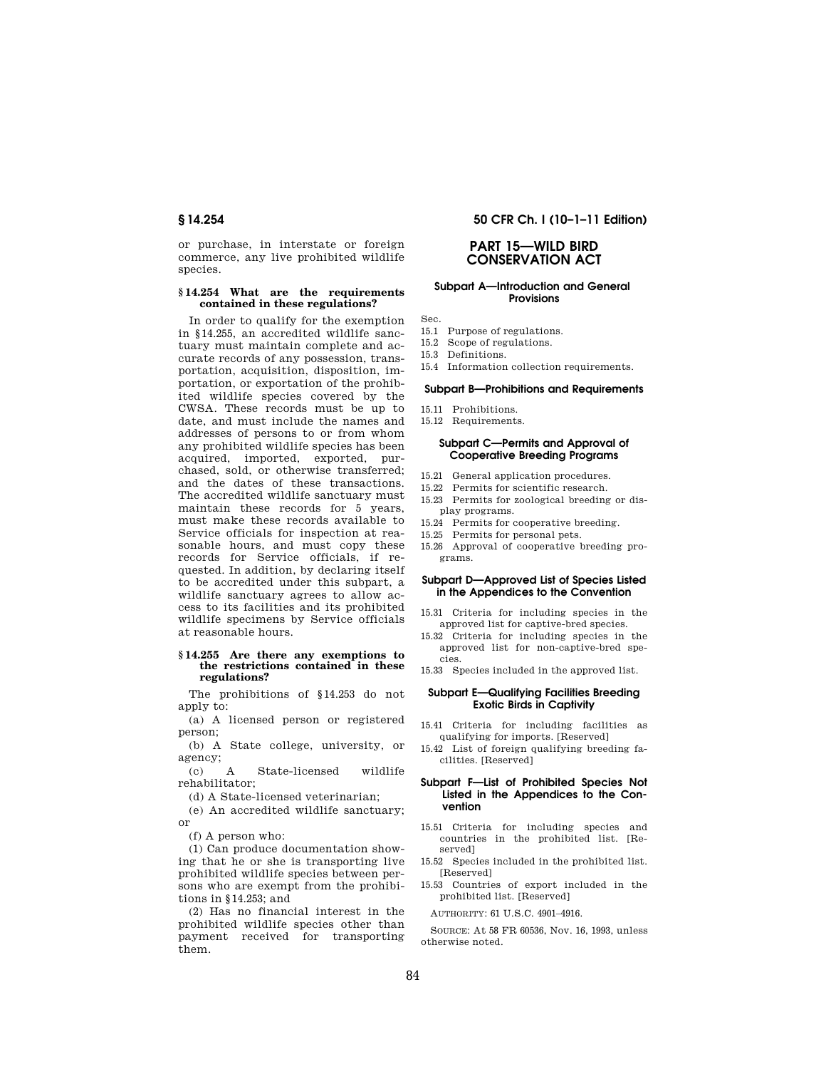or purchase, in interstate or foreign commerce, any live prohibited wildlife species.

### § 14.254 What are the requirements contained in these regulations?

In order to qualify for the exemption in §14.255, an accredited wildlife sanctuary must maintain complete and accurate records of any possession, transportation, acquisition, disposition, importation, or exportation of the prohibited wildlife species covered by the CWSA. These records must be up to date, and must include the names and addresses of persons to or from whom any prohibited wildlife species has been acquired, imported, exported, purchased, sold, or otherwise transferred; and the dates of these transactions. The accredited wildlife sanctuary must maintain these records for 5 years, must make these records available to Service officials for inspection at reasonable hours, and must copy these records for Service officials, if requested. In addition, by declaring itself to be accredited under this subpart, a wildlife sanctuary agrees to allow access to its facilities and its prohibited wildlife specimens by Service officials at reasonable hours.

### § 14.255 Are there any exemptions to the restrictions contained in these regulations?

The prohibitions of §14.253 do not apply to:

(a) A licensed person or registered person;

(b) A State college, university, or agency;

(c) A State-licensed wildlife rehabilitator;

(d) A State-licensed veterinarian;

(e) An accredited wildlife sanctuary; or

(f) A person who:

(1) Can produce documentation showing that he or she is transporting live prohibited wildlife species between persons who are exempt from the prohibitions in §14.253; and

(2) Has no financial interest in the prohibited wildlife species other than payment received for transporting them.

# PART 15—WILD BIRD CONSERVATION ACT

## Subpart A—Introduction and General Provisions

Sec.
15.1 Purpose of regulations.
15.2 Scope of regulations.
15.3 Definitions.
15.4 Information collection requirements.

## Subpart B—Prohibitions and Requirements

15.11 Prohibitions.
15.12 Requirements.

## Subpart C—Permits and Approval of Cooperative Breeding Programs

15.21 General application procedures.
15.22 Permits for scientific research.
15.23 Permits for zoological breeding or display programs.
15.24 Permits for cooperative breeding.
15.25 Permits for personal pets.
15.26 Approval of cooperative breeding programs.

## Subpart D—Approved List of Species Listed in the Appendices to the Convention

15.31 Criteria for including species in the approved list for captive-bred species.
15.32 Criteria for including species in the approved list for non-captive-bred species.
15.33 Species included in the approved list.

## Subpart E—Qualifying Facilities Breeding Exotic Birds in Captivity

15.41 Criteria for including facilities as qualifying for imports. [Reserved]
15.42 List of foreign qualifying breeding facilities. [Reserved]

## Subpart F—List of Prohibited Species Not Listed in the Appendices to the Convention

15.51 Criteria for including species and countries in the prohibited list. [Reserved]
15.52 Species included in the prohibited list. [Reserved]
15.53 Countries of export included in the prohibited list. [Reserved]

AUTHORITY: 61 U.S.C. 4901–4916.

SOURCE: At 58 FR 60536, Nov. 16, 1993, unless otherwise noted.